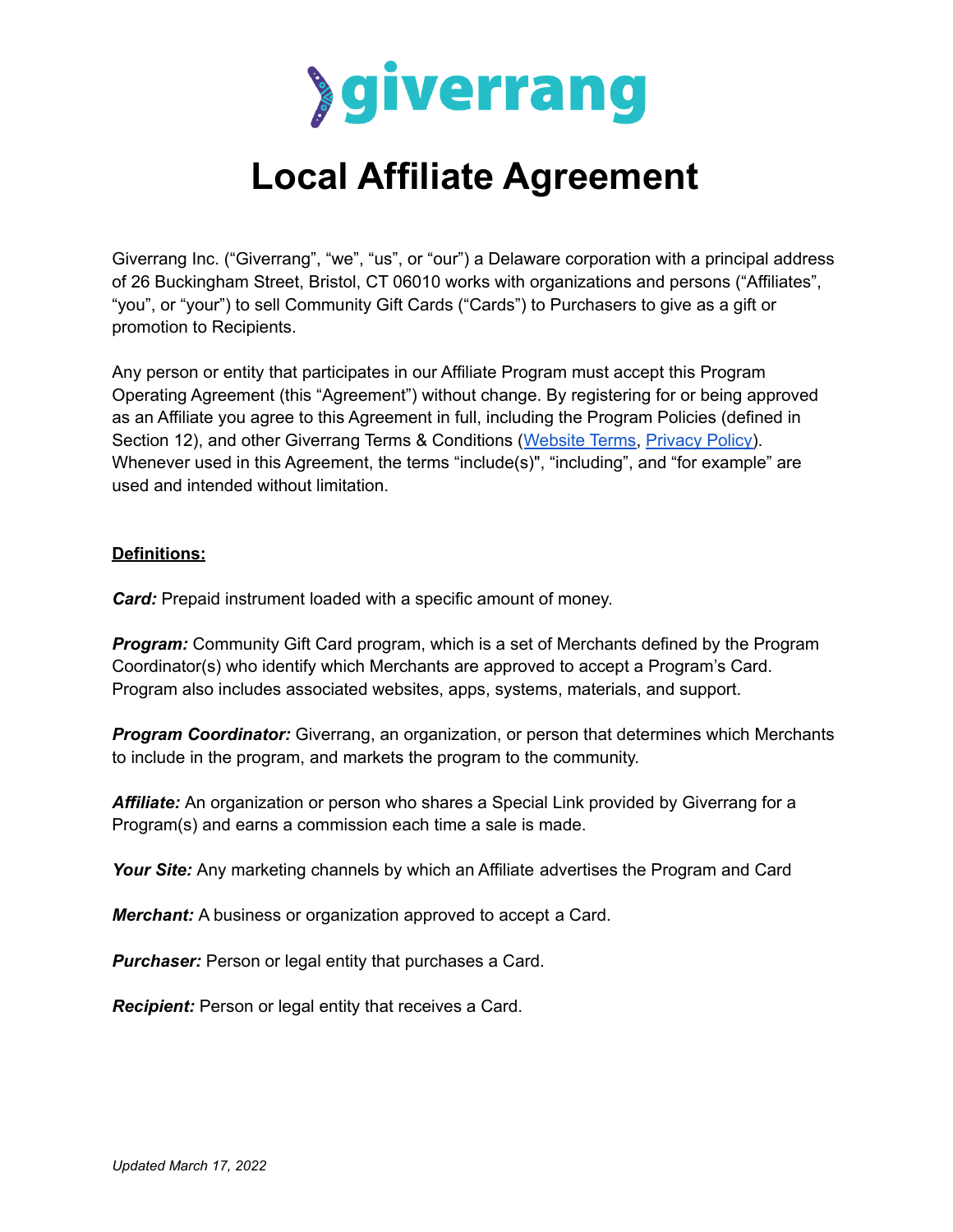giverrang

# Local Affiliate Agreement

Giverrang Inc. ("Giverrang", "we", "us", or "our") a Delaware corporation with a principal address of 26 Buckingham Street, Bristol, CT 06010 works with organizations and persons ("Affiliates", "you", or "your") to sell Community Gift Cards ("Cards") to Purchasers to give as a gift or promotion to Recipients.

Any person or entity that participates in our Affiliate Program must accept this Program Operating Agreement (this "Agreement") without change. By registering for or being approved as an Affiliate you agree to this Agreement in full, including the Program Policies (defined in Section 12), and other Giverrang Terms & Conditions (Website Terms, Privacy Policy). Whenever used in this Agreement, the terms "include(s)", "including", and "for example" are used and intended without limitation.

**Definitions:**

***Card:*** Prepaid instrument loaded with a specific amount of money.

***Program:*** Community Gift Card program, which is a set of Merchants defined by the Program Coordinator(s) who identify which Merchants are approved to accept a Program's Card. Program also includes associated websites, apps, systems, materials, and support.

***Program Coordinator:*** Giverrang, an organization, or person that determines which Merchants to include in the program, and markets the program to the community.

***Affiliate:*** An organization or person who shares a Special Link provided by Giverrang for a Program(s) and earns a commission each time a sale is made.

***Your Site:*** Any marketing channels by which an Affiliate advertises the Program and Card

***Merchant:*** A business or organization approved to accept a Card.

***Purchaser:*** Person or legal entity that purchases a Card.

***Recipient:*** Person or legal entity that receives a Card.

*Updated March 17, 2022*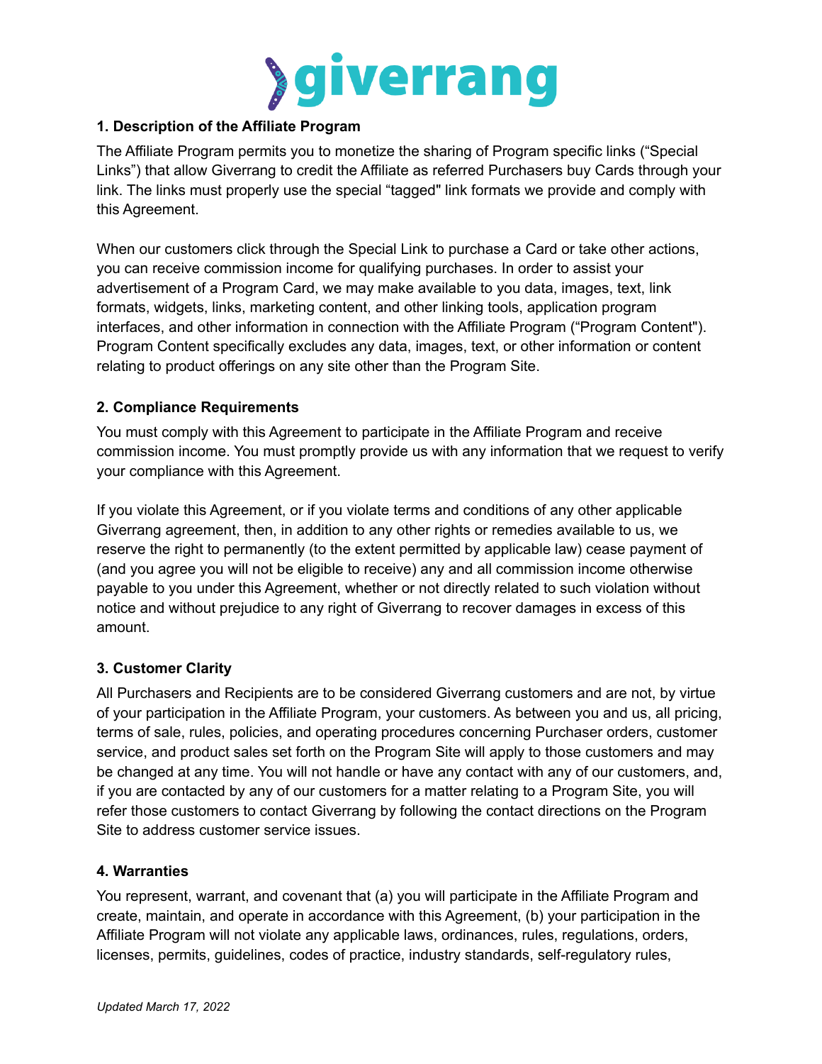**1. Description of the Affiliate Program**

The Affiliate Program permits you to monetize the sharing of Program specific links ("Special Links") that allow Giverrang to credit the Affiliate as referred Purchasers buy Cards through your link. The links must properly use the special "tagged" link formats we provide and comply with this Agreement.

When our customers click through the Special Link to purchase a Card or take other actions, you can receive commission income for qualifying purchases. In order to assist your advertisement of a Program Card, we may make available to you data, images, text, link formats, widgets, links, marketing content, and other linking tools, application program interfaces, and other information in connection with the Affiliate Program ("Program Content"). Program Content specifically excludes any data, images, text, or other information or content relating to product offerings on any site other than the Program Site.

**2. Compliance Requirements**

You must comply with this Agreement to participate in the Affiliate Program and receive commission income. You must promptly provide us with any information that we request to verify your compliance with this Agreement.

If you violate this Agreement, or if you violate terms and conditions of any other applicable Giverrang agreement, then, in addition to any other rights or remedies available to us, we reserve the right to permanently (to the extent permitted by applicable law) cease payment of (and you agree you will not be eligible to receive) any and all commission income otherwise payable to you under this Agreement, whether or not directly related to such violation without notice and without prejudice to any right of Giverrang to recover damages in excess of this amount.

**3. Customer Clarity**

All Purchasers and Recipients are to be considered Giverrang customers and are not, by virtue of your participation in the Affiliate Program, your customers. As between you and us, all pricing, terms of sale, rules, policies, and operating procedures concerning Purchaser orders, customer service, and product sales set forth on the Program Site will apply to those customers and may be changed at any time. You will not handle or have any contact with any of our customers, and, if you are contacted by any of our customers for a matter relating to a Program Site, you will refer those customers to contact Giverrang by following the contact directions on the Program Site to address customer service issues.

**4. Warranties**

You represent, warrant, and covenant that (a) you will participate in the Affiliate Program and create, maintain, and operate in accordance with this Agreement, (b) your participation in the Affiliate Program will not violate any applicable laws, ordinances, rules, regulations, orders, licenses, permits, guidelines, codes of practice, industry standards, self-regulatory rules,

*Updated March 17, 2022*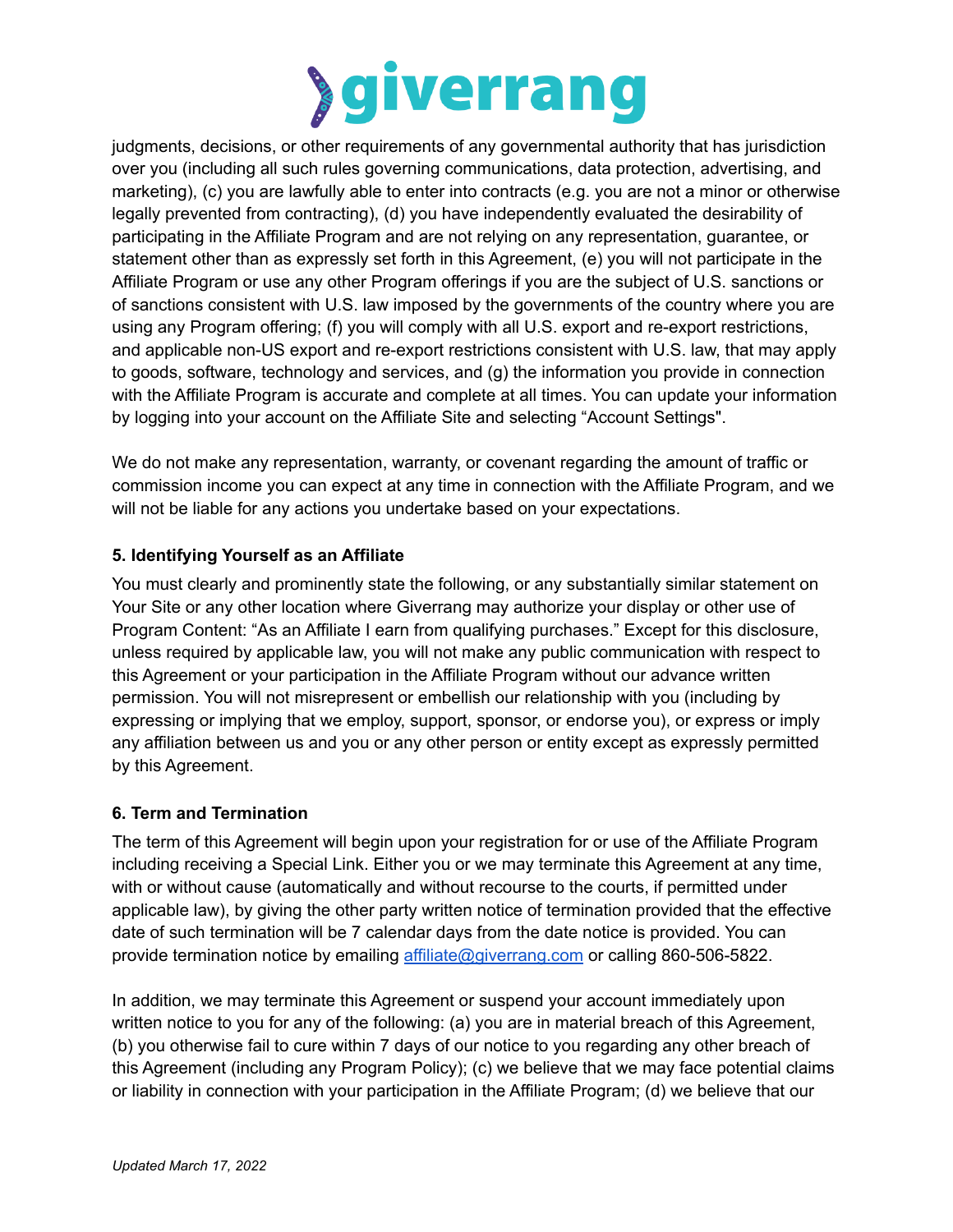judgments, decisions, or other requirements of any governmental authority that has jurisdiction over you (including all such rules governing communications, data protection, advertising, and marketing), (c) you are lawfully able to enter into contracts (e.g. you are not a minor or otherwise legally prevented from contracting), (d) you have independently evaluated the desirability of participating in the Affiliate Program and are not relying on any representation, guarantee, or statement other than as expressly set forth in this Agreement, (e) you will not participate in the Affiliate Program or use any other Program offerings if you are the subject of U.S. sanctions or of sanctions consistent with U.S. law imposed by the governments of the country where you are using any Program offering; (f) you will comply with all U.S. export and re-export restrictions, and applicable non-US export and re-export restrictions consistent with U.S. law, that may apply to goods, software, technology and services, and (g) the information you provide in connection with the Affiliate Program is accurate and complete at all times. You can update your information by logging into your account on the Affiliate Site and selecting “Account Settings".

We do not make any representation, warranty, or covenant regarding the amount of traffic or commission income you can expect at any time in connection with the Affiliate Program, and we will not be liable for any actions you undertake based on your expectations.

**5. Identifying Yourself as an Affiliate**

You must clearly and prominently state the following, or any substantially similar statement on Your Site or any other location where Giverrang may authorize your display or other use of Program Content: “As an Affiliate I earn from qualifying purchases.” Except for this disclosure, unless required by applicable law, you will not make any public communication with respect to this Agreement or your participation in the Affiliate Program without our advance written permission. You will not misrepresent or embellish our relationship with you (including by expressing or implying that we employ, support, sponsor, or endorse you), or express or imply any affiliation between us and you or any other person or entity except as expressly permitted by this Agreement.

**6. Term and Termination**

The term of this Agreement will begin upon your registration for or use of the Affiliate Program including receiving a Special Link. Either you or we may terminate this Agreement at any time, with or without cause (automatically and without recourse to the courts, if permitted under applicable law), by giving the other party written notice of termination provided that the effective date of such termination will be 7 calendar days from the date notice is provided. You can provide termination notice by emailing affiliate@giverrang.com or calling 860-506-5822.

In addition, we may terminate this Agreement or suspend your account immediately upon written notice to you for any of the following: (a) you are in material breach of this Agreement, (b) you otherwise fail to cure within 7 days of our notice to you regarding any other breach of this Agreement (including any Program Policy); (c) we believe that we may face potential claims or liability in connection with your participation in the Affiliate Program; (d) we believe that our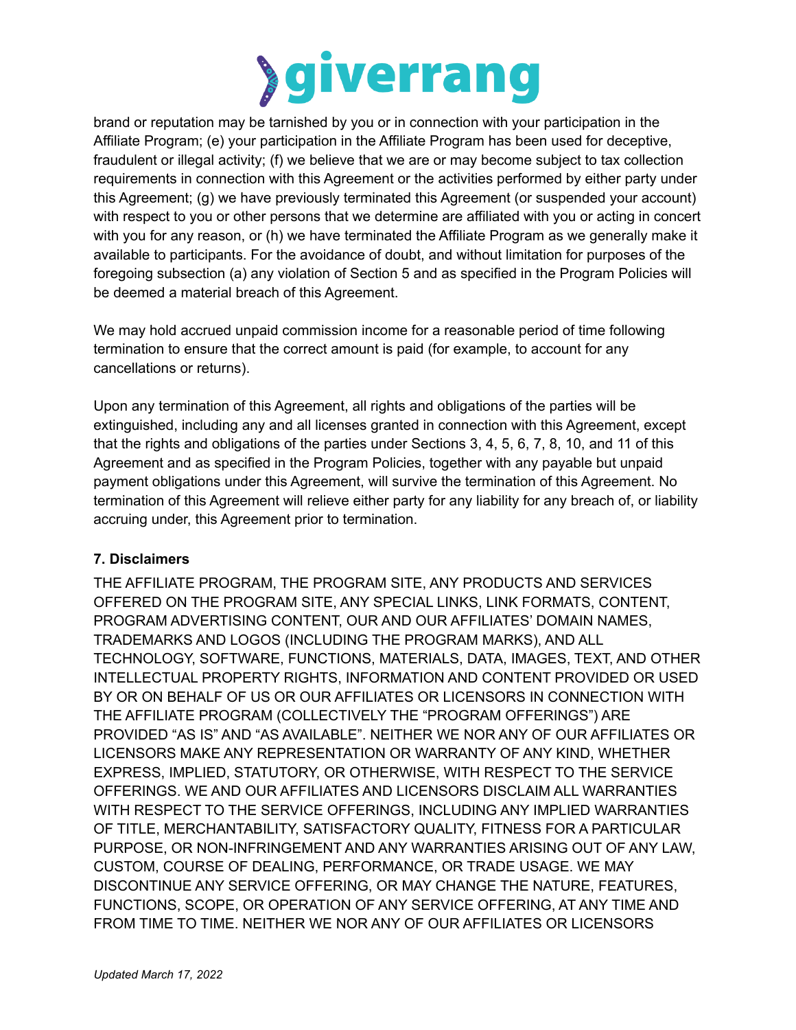brand or reputation may be tarnished by you or in connection with your participation in the Affiliate Program; (e) your participation in the Affiliate Program has been used for deceptive, fraudulent or illegal activity; (f) we believe that we are or may become subject to tax collection requirements in connection with this Agreement or the activities performed by either party under this Agreement; (g) we have previously terminated this Agreement (or suspended your account) with respect to you or other persons that we determine are affiliated with you or acting in concert with you for any reason, or (h) we have terminated the Affiliate Program as we generally make it available to participants. For the avoidance of doubt, and without limitation for purposes of the foregoing subsection (a) any violation of Section 5 and as specified in the Program Policies will be deemed a material breach of this Agreement.

We may hold accrued unpaid commission income for a reasonable period of time following termination to ensure that the correct amount is paid (for example, to account for any cancellations or returns).

Upon any termination of this Agreement, all rights and obligations of the parties will be extinguished, including any and all licenses granted in connection with this Agreement, except that the rights and obligations of the parties under Sections 3, 4, 5, 6, 7, 8, 10, and 11 of this Agreement and as specified in the Program Policies, together with any payable but unpaid payment obligations under this Agreement, will survive the termination of this Agreement. No termination of this Agreement will relieve either party for any liability for any breach of, or liability accruing under, this Agreement prior to termination.

**7. Disclaimers**

THE AFFILIATE PROGRAM, THE PROGRAM SITE, ANY PRODUCTS AND SERVICES OFFERED ON THE PROGRAM SITE, ANY SPECIAL LINKS, LINK FORMATS, CONTENT, PROGRAM ADVERTISING CONTENT, OUR AND OUR AFFILIATES' DOMAIN NAMES, TRADEMARKS AND LOGOS (INCLUDING THE PROGRAM MARKS), AND ALL TECHNOLOGY, SOFTWARE, FUNCTIONS, MATERIALS, DATA, IMAGES, TEXT, AND OTHER INTELLECTUAL PROPERTY RIGHTS, INFORMATION AND CONTENT PROVIDED OR USED BY OR ON BEHALF OF US OR OUR AFFILIATES OR LICENSORS IN CONNECTION WITH THE AFFILIATE PROGRAM (COLLECTIVELY THE "PROGRAM OFFERINGS") ARE PROVIDED "AS IS" AND "AS AVAILABLE". NEITHER WE NOR ANY OF OUR AFFILIATES OR LICENSORS MAKE ANY REPRESENTATION OR WARRANTY OF ANY KIND, WHETHER EXPRESS, IMPLIED, STATUTORY, OR OTHERWISE, WITH RESPECT TO THE SERVICE OFFERINGS. WE AND OUR AFFILIATES AND LICENSORS DISCLAIM ALL WARRANTIES WITH RESPECT TO THE SERVICE OFFERINGS, INCLUDING ANY IMPLIED WARRANTIES OF TITLE, MERCHANTABILITY, SATISFACTORY QUALITY, FITNESS FOR A PARTICULAR PURPOSE, OR NON-INFRINGEMENT AND ANY WARRANTIES ARISING OUT OF ANY LAW, CUSTOM, COURSE OF DEALING, PERFORMANCE, OR TRADE USAGE. WE MAY DISCONTINUE ANY SERVICE OFFERING, OR MAY CHANGE THE NATURE, FEATURES, FUNCTIONS, SCOPE, OR OPERATION OF ANY SERVICE OFFERING, AT ANY TIME AND FROM TIME TO TIME. NEITHER WE NOR ANY OF OUR AFFILIATES OR LICENSORS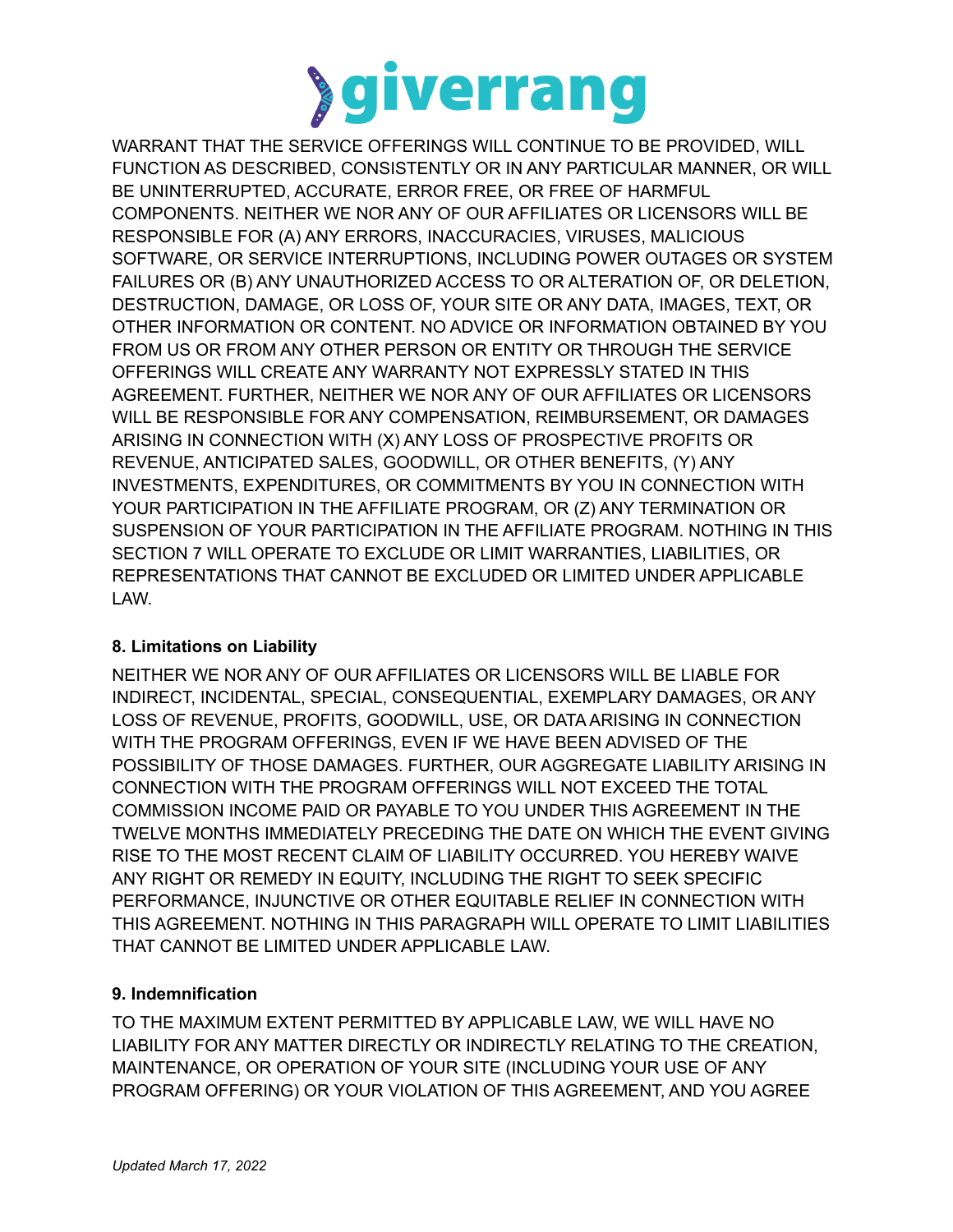WARRANT THAT THE SERVICE OFFERINGS WILL CONTINUE TO BE PROVIDED, WILL FUNCTION AS DESCRIBED, CONSISTENTLY OR IN ANY PARTICULAR MANNER, OR WILL BE UNINTERRUPTED, ACCURATE, ERROR FREE, OR FREE OF HARMFUL COMPONENTS. NEITHER WE NOR ANY OF OUR AFFILIATES OR LICENSORS WILL BE RESPONSIBLE FOR (A) ANY ERRORS, INACCURACIES, VIRUSES, MALICIOUS SOFTWARE, OR SERVICE INTERRUPTIONS, INCLUDING POWER OUTAGES OR SYSTEM FAILURES OR (B) ANY UNAUTHORIZED ACCESS TO OR ALTERATION OF, OR DELETION, DESTRUCTION, DAMAGE, OR LOSS OF, YOUR SITE OR ANY DATA, IMAGES, TEXT, OR OTHER INFORMATION OR CONTENT. NO ADVICE OR INFORMATION OBTAINED BY YOU FROM US OR FROM ANY OTHER PERSON OR ENTITY OR THROUGH THE SERVICE OFFERINGS WILL CREATE ANY WARRANTY NOT EXPRESSLY STATED IN THIS AGREEMENT. FURTHER, NEITHER WE NOR ANY OF OUR AFFILIATES OR LICENSORS WILL BE RESPONSIBLE FOR ANY COMPENSATION, REIMBURSEMENT, OR DAMAGES ARISING IN CONNECTION WITH (X) ANY LOSS OF PROSPECTIVE PROFITS OR REVENUE, ANTICIPATED SALES, GOODWILL, OR OTHER BENEFITS, (Y) ANY INVESTMENTS, EXPENDITURES, OR COMMITMENTS BY YOU IN CONNECTION WITH YOUR PARTICIPATION IN THE AFFILIATE PROGRAM, OR (Z) ANY TERMINATION OR SUSPENSION OF YOUR PARTICIPATION IN THE AFFILIATE PROGRAM. NOTHING IN THIS SECTION 7 WILL OPERATE TO EXCLUDE OR LIMIT WARRANTIES, LIABILITIES, OR REPRESENTATIONS THAT CANNOT BE EXCLUDED OR LIMITED UNDER APPLICABLE LAW.

**8. Limitations on Liability**

NEITHER WE NOR ANY OF OUR AFFILIATES OR LICENSORS WILL BE LIABLE FOR INDIRECT, INCIDENTAL, SPECIAL, CONSEQUENTIAL, EXEMPLARY DAMAGES, OR ANY LOSS OF REVENUE, PROFITS, GOODWILL, USE, OR DATA ARISING IN CONNECTION WITH THE PROGRAM OFFERINGS, EVEN IF WE HAVE BEEN ADVISED OF THE POSSIBILITY OF THOSE DAMAGES. FURTHER, OUR AGGREGATE LIABILITY ARISING IN CONNECTION WITH THE PROGRAM OFFERINGS WILL NOT EXCEED THE TOTAL COMMISSION INCOME PAID OR PAYABLE TO YOU UNDER THIS AGREEMENT IN THE TWELVE MONTHS IMMEDIATELY PRECEDING THE DATE ON WHICH THE EVENT GIVING RISE TO THE MOST RECENT CLAIM OF LIABILITY OCCURRED. YOU HEREBY WAIVE ANY RIGHT OR REMEDY IN EQUITY, INCLUDING THE RIGHT TO SEEK SPECIFIC PERFORMANCE, INJUNCTIVE OR OTHER EQUITABLE RELIEF IN CONNECTION WITH THIS AGREEMENT. NOTHING IN THIS PARAGRAPH WILL OPERATE TO LIMIT LIABILITIES THAT CANNOT BE LIMITED UNDER APPLICABLE LAW.

**9. Indemnification**

TO THE MAXIMUM EXTENT PERMITTED BY APPLICABLE LAW, WE WILL HAVE NO LIABILITY FOR ANY MATTER DIRECTLY OR INDIRECTLY RELATING TO THE CREATION, MAINTENANCE, OR OPERATION OF YOUR SITE (INCLUDING YOUR USE OF ANY PROGRAM OFFERING) OR YOUR VIOLATION OF THIS AGREEMENT, AND YOU AGREE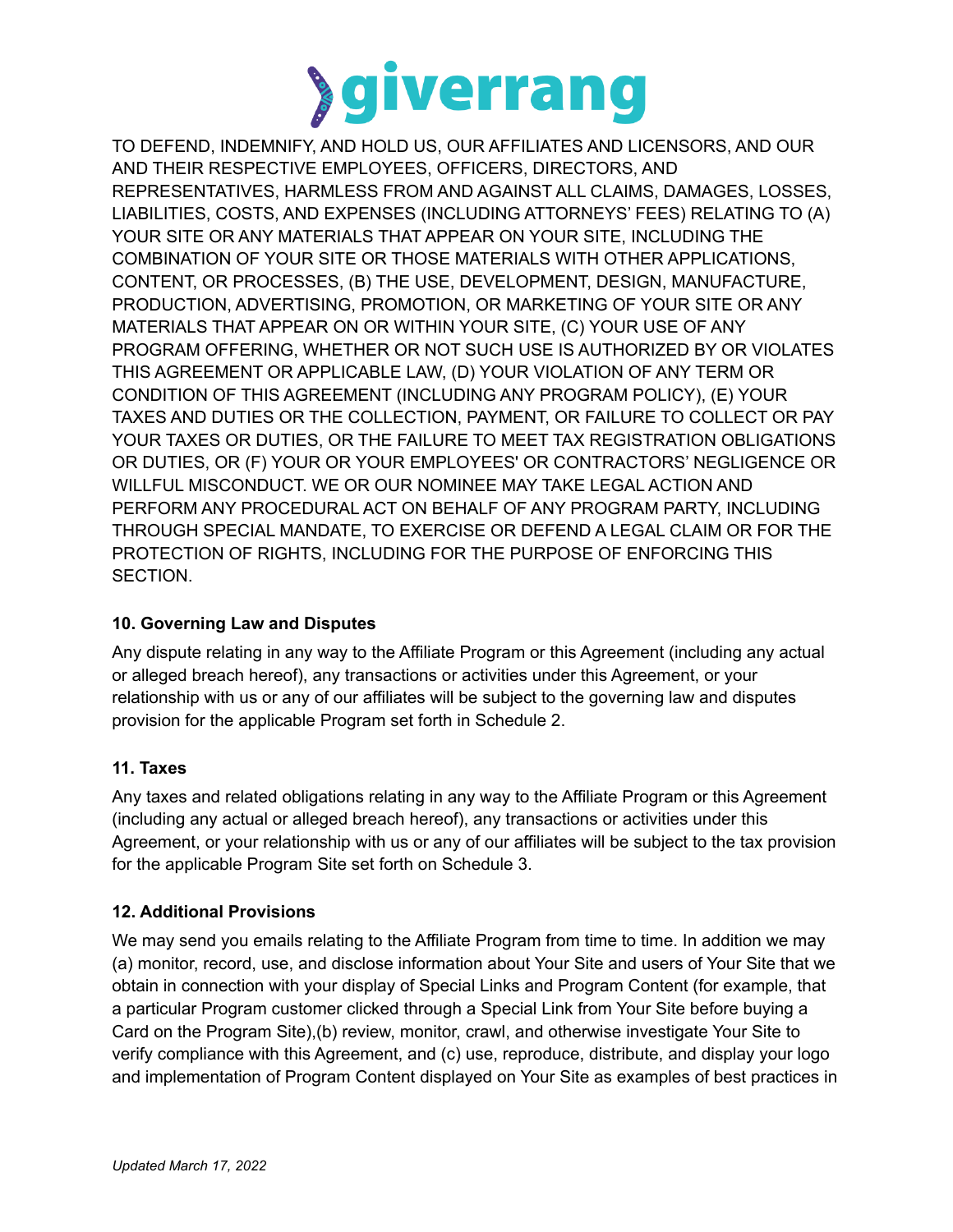TO DEFEND, INDEMNIFY, AND HOLD US, OUR AFFILIATES AND LICENSORS, AND OUR AND THEIR RESPECTIVE EMPLOYEES, OFFICERS, DIRECTORS, AND REPRESENTATIVES, HARMLESS FROM AND AGAINST ALL CLAIMS, DAMAGES, LOSSES, LIABILITIES, COSTS, AND EXPENSES (INCLUDING ATTORNEYS' FEES) RELATING TO (A) YOUR SITE OR ANY MATERIALS THAT APPEAR ON YOUR SITE, INCLUDING THE COMBINATION OF YOUR SITE OR THOSE MATERIALS WITH OTHER APPLICATIONS, CONTENT, OR PROCESSES, (B) THE USE, DEVELOPMENT, DESIGN, MANUFACTURE, PRODUCTION, ADVERTISING, PROMOTION, OR MARKETING OF YOUR SITE OR ANY MATERIALS THAT APPEAR ON OR WITHIN YOUR SITE, (C) YOUR USE OF ANY PROGRAM OFFERING, WHETHER OR NOT SUCH USE IS AUTHORIZED BY OR VIOLATES THIS AGREEMENT OR APPLICABLE LAW, (D) YOUR VIOLATION OF ANY TERM OR CONDITION OF THIS AGREEMENT (INCLUDING ANY PROGRAM POLICY), (E) YOUR TAXES AND DUTIES OR THE COLLECTION, PAYMENT, OR FAILURE TO COLLECT OR PAY YOUR TAXES OR DUTIES, OR THE FAILURE TO MEET TAX REGISTRATION OBLIGATIONS OR DUTIES, OR (F) YOUR OR YOUR EMPLOYEES' OR CONTRACTORS' NEGLIGENCE OR WILLFUL MISCONDUCT. WE OR OUR NOMINEE MAY TAKE LEGAL ACTION AND PERFORM ANY PROCEDURAL ACT ON BEHALF OF ANY PROGRAM PARTY, INCLUDING THROUGH SPECIAL MANDATE, TO EXERCISE OR DEFEND A LEGAL CLAIM OR FOR THE PROTECTION OF RIGHTS, INCLUDING FOR THE PURPOSE OF ENFORCING THIS SECTION.

**10. Governing Law and Disputes**

Any dispute relating in any way to the Affiliate Program or this Agreement (including any actual or alleged breach hereof), any transactions or activities under this Agreement, or your relationship with us or any of our affiliates will be subject to the governing law and disputes provision for the applicable Program set forth in Schedule 2.

**11. Taxes**

Any taxes and related obligations relating in any way to the Affiliate Program or this Agreement (including any actual or alleged breach hereof), any transactions or activities under this Agreement, or your relationship with us or any of our affiliates will be subject to the tax provision for the applicable Program Site set forth on Schedule 3.

**12. Additional Provisions**

We may send you emails relating to the Affiliate Program from time to time. In addition we may (a) monitor, record, use, and disclose information about Your Site and users of Your Site that we obtain in connection with your display of Special Links and Program Content (for example, that a particular Program customer clicked through a Special Link from Your Site before buying a Card on the Program Site),(b) review, monitor, crawl, and otherwise investigate Your Site to verify compliance with this Agreement, and (c) use, reproduce, distribute, and display your logo and implementation of Program Content displayed on Your Site as examples of best practices in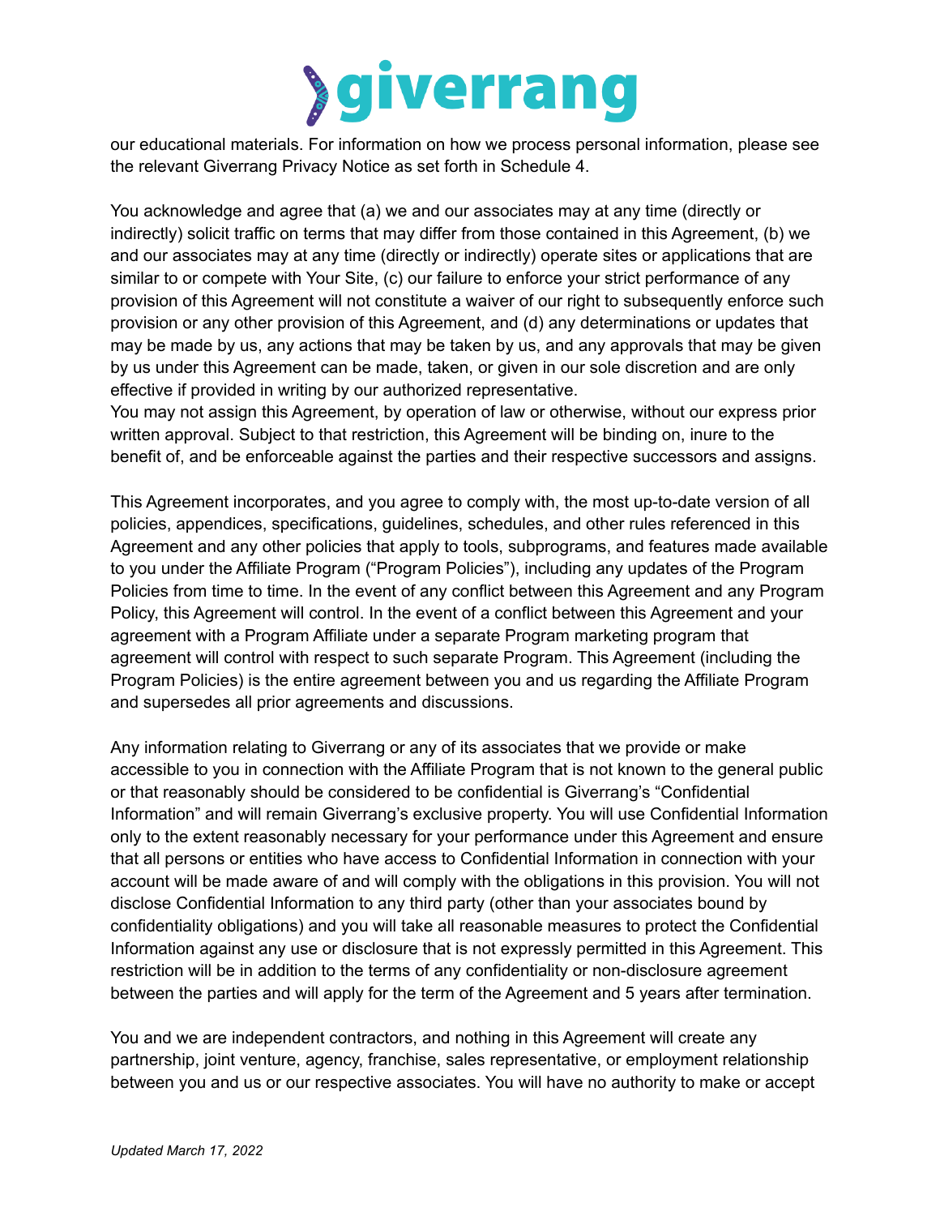our educational materials. For information on how we process personal information, please see the relevant Giverrang Privacy Notice as set forth in Schedule 4.

You acknowledge and agree that (a) we and our associates may at any time (directly or indirectly) solicit traffic on terms that may differ from those contained in this Agreement, (b) we and our associates may at any time (directly or indirectly) operate sites or applications that are similar to or compete with Your Site, (c) our failure to enforce your strict performance of any provision of this Agreement will not constitute a waiver of our right to subsequently enforce such provision or any other provision of this Agreement, and (d) any determinations or updates that may be made by us, any actions that may be taken by us, and any approvals that may be given by us under this Agreement can be made, taken, or given in our sole discretion and are only effective if provided in writing by our authorized representative.
You may not assign this Agreement, by operation of law or otherwise, without our express prior written approval. Subject to that restriction, this Agreement will be binding on, inure to the benefit of, and be enforceable against the parties and their respective successors and assigns.

This Agreement incorporates, and you agree to comply with, the most up-to-date version of all policies, appendices, specifications, guidelines, schedules, and other rules referenced in this Agreement and any other policies that apply to tools, subprograms, and features made available to you under the Affiliate Program ("Program Policies"), including any updates of the Program Policies from time to time. In the event of any conflict between this Agreement and any Program Policy, this Agreement will control. In the event of a conflict between this Agreement and your agreement with a Program Affiliate under a separate Program marketing program that agreement will control with respect to such separate Program. This Agreement (including the Program Policies) is the entire agreement between you and us regarding the Affiliate Program and supersedes all prior agreements and discussions.

Any information relating to Giverrang or any of its associates that we provide or make accessible to you in connection with the Affiliate Program that is not known to the general public or that reasonably should be considered to be confidential is Giverrang's "Confidential Information" and will remain Giverrang's exclusive property. You will use Confidential Information only to the extent reasonably necessary for your performance under this Agreement and ensure that all persons or entities who have access to Confidential Information in connection with your account will be made aware of and will comply with the obligations in this provision. You will not disclose Confidential Information to any third party (other than your associates bound by confidentiality obligations) and you will take all reasonable measures to protect the Confidential Information against any use or disclosure that is not expressly permitted in this Agreement. This restriction will be in addition to the terms of any confidentiality or non-disclosure agreement between the parties and will apply for the term of the Agreement and 5 years after termination.

You and we are independent contractors, and nothing in this Agreement will create any partnership, joint venture, agency, franchise, sales representative, or employment relationship between you and us or our respective associates. You will have no authority to make or accept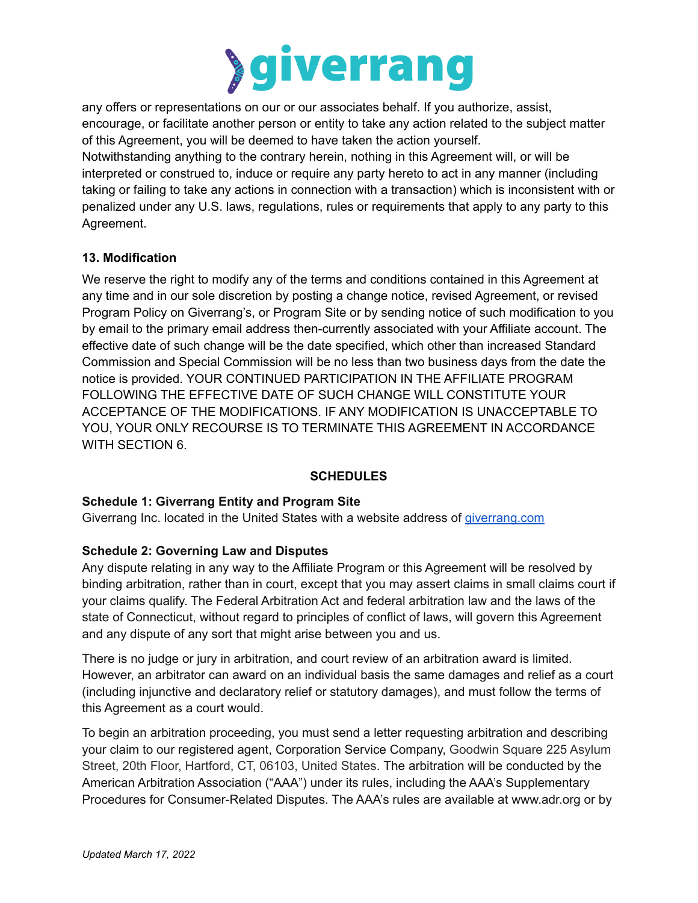any offers or representations on our or our associates behalf. If you authorize, assist, encourage, or facilitate another person or entity to take any action related to the subject matter of this Agreement, you will be deemed to have taken the action yourself.
Notwithstanding anything to the contrary herein, nothing in this Agreement will, or will be interpreted or construed to, induce or require any party hereto to act in any manner (including taking or failing to take any actions in connection with a transaction) which is inconsistent with or penalized under any U.S. laws, regulations, rules or requirements that apply to any party to this Agreement.

**13. Modification**

We reserve the right to modify any of the terms and conditions contained in this Agreement at any time and in our sole discretion by posting a change notice, revised Agreement, or revised Program Policy on Giverrang's, or Program Site or by sending notice of such modification to you by email to the primary email address then-currently associated with your Affiliate account. The effective date of such change will be the date specified, which other than increased Standard Commission and Special Commission will be no less than two business days from the date the notice is provided. YOUR CONTINUED PARTICIPATION IN THE AFFILIATE PROGRAM FOLLOWING THE EFFECTIVE DATE OF SUCH CHANGE WILL CONSTITUTE YOUR ACCEPTANCE OF THE MODIFICATIONS. IF ANY MODIFICATION IS UNACCEPTABLE TO YOU, YOUR ONLY RECOURSE IS TO TERMINATE THIS AGREEMENT IN ACCORDANCE WITH SECTION 6.

## SCHEDULES

**Schedule 1: Giverrang Entity and Program Site**
Giverrang Inc. located in the United States with a website address of [giverrang.com](giverrang.com)

**Schedule 2: Governing Law and Disputes**
Any dispute relating in any way to the Affiliate Program or this Agreement will be resolved by binding arbitration, rather than in court, except that you may assert claims in small claims court if your claims qualify. The Federal Arbitration Act and federal arbitration law and the laws of the state of Connecticut, without regard to principles of conflict of laws, will govern this Agreement and any dispute of any sort that might arise between you and us.

There is no judge or jury in arbitration, and court review of an arbitration award is limited. However, an arbitrator can award on an individual basis the same damages and relief as a court (including injunctive and declaratory relief or statutory damages), and must follow the terms of this Agreement as a court would.

To begin an arbitration proceeding, you must send a letter requesting arbitration and describing your claim to our registered agent, Corporation Service Company, Goodwin Square 225 Asylum Street, 20th Floor, Hartford, CT, 06103, United States. The arbitration will be conducted by the American Arbitration Association ("AAA") under its rules, including the AAA's Supplementary Procedures for Consumer-Related Disputes. The AAA's rules are available at www.adr.org or by

*Updated March 17, 2022*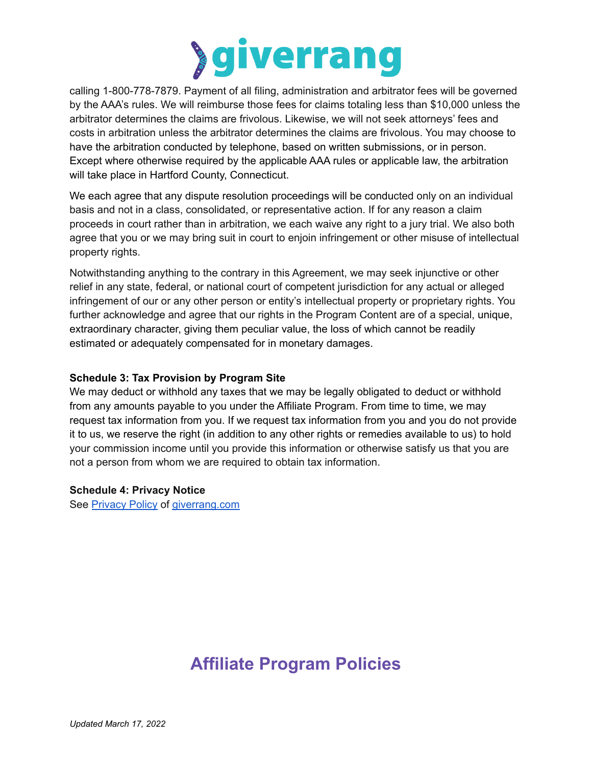calling 1-800-778-7879. Payment of all filing, administration and arbitrator fees will be governed by the AAA's rules. We will reimburse those fees for claims totaling less than $10,000 unless the arbitrator determines the claims are frivolous. Likewise, we will not seek attorneys' fees and costs in arbitration unless the arbitrator determines the claims are frivolous. You may choose to have the arbitration conducted by telephone, based on written submissions, or in person. Except where otherwise required by the applicable AAA rules or applicable law, the arbitration will take place in Hartford County, Connecticut.

We each agree that any dispute resolution proceedings will be conducted only on an individual basis and not in a class, consolidated, or representative action. If for any reason a claim proceeds in court rather than in arbitration, we each waive any right to a jury trial. We also both agree that you or we may bring suit in court to enjoin infringement or other misuse of intellectual property rights.

Notwithstanding anything to the contrary in this Agreement, we may seek injunctive or other relief in any state, federal, or national court of competent jurisdiction for any actual or alleged infringement of our or any other person or entity's intellectual property or proprietary rights. You further acknowledge and agree that our rights in the Program Content are of a special, unique, extraordinary character, giving them peculiar value, the loss of which cannot be readily estimated or adequately compensated for in monetary damages.

**Schedule 3: Tax Provision by Program Site**

We may deduct or withhold any taxes that we may be legally obligated to deduct or withhold from any amounts payable to you under the Affiliate Program. From time to time, we may request tax information from you. If we request tax information from you and you do not provide it to us, we reserve the right (in addition to any other rights or remedies available to us) to hold your commission income until you provide this information or otherwise satisfy us that you are not a person from whom we are required to obtain tax information.

**Schedule 4: Privacy Notice**

See Privacy Policy of giverrang.com

# Affiliate Program Policies

*Updated March 17, 2022*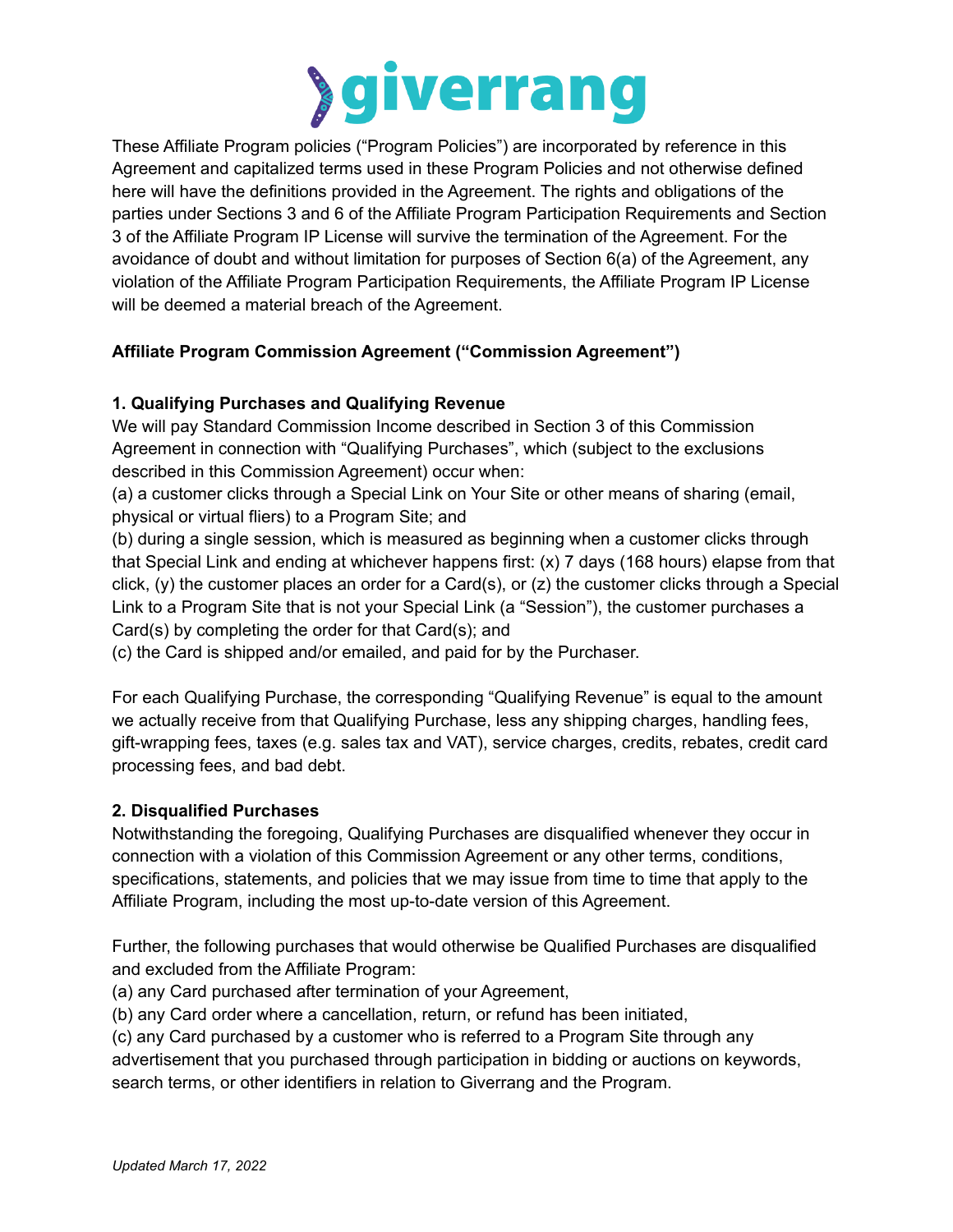These Affiliate Program policies (“Program Policies”) are incorporated by reference in this Agreement and capitalized terms used in these Program Policies and not otherwise defined here will have the definitions provided in the Agreement. The rights and obligations of the parties under Sections 3 and 6 of the Affiliate Program Participation Requirements and Section 3 of the Affiliate Program IP License will survive the termination of the Agreement. For the avoidance of doubt and without limitation for purposes of Section 6(a) of the Agreement, any violation of the Affiliate Program Participation Requirements, the Affiliate Program IP License will be deemed a material breach of the Agreement.

**Affiliate Program Commission Agreement (“Commission Agreement”)**

**1. Qualifying Purchases and Qualifying Revenue**

We will pay Standard Commission Income described in Section 3 of this Commission Agreement in connection with “Qualifying Purchases”, which (subject to the exclusions described in this Commission Agreement) occur when:

(a) a customer clicks through a Special Link on Your Site or other means of sharing (email, physical or virtual fliers) to a Program Site; and

(b) during a single session, which is measured as beginning when a customer clicks through that Special Link and ending at whichever happens first: (x) 7 days (168 hours) elapse from that click, (y) the customer places an order for a Card(s), or (z) the customer clicks through a Special Link to a Program Site that is not your Special Link (a “Session”), the customer purchases a Card(s) by completing the order for that Card(s); and

(c) the Card is shipped and/or emailed, and paid for by the Purchaser.

For each Qualifying Purchase, the corresponding “Qualifying Revenue” is equal to the amount we actually receive from that Qualifying Purchase, less any shipping charges, handling fees, gift-wrapping fees, taxes (e.g. sales tax and VAT), service charges, credits, rebates, credit card processing fees, and bad debt.

**2. Disqualified Purchases**

Notwithstanding the foregoing, Qualifying Purchases are disqualified whenever they occur in connection with a violation of this Commission Agreement or any other terms, conditions, specifications, statements, and policies that we may issue from time to time that apply to the Affiliate Program, including the most up-to-date version of this Agreement.

Further, the following purchases that would otherwise be Qualified Purchases are disqualified and excluded from the Affiliate Program:

(a) any Card purchased after termination of your Agreement,

(b) any Card order where a cancellation, return, or refund has been initiated,

(c) any Card purchased by a customer who is referred to a Program Site through any advertisement that you purchased through participation in bidding or auctions on keywords, search terms, or other identifiers in relation to Giverrang and the Program.

*Updated March 17, 2022*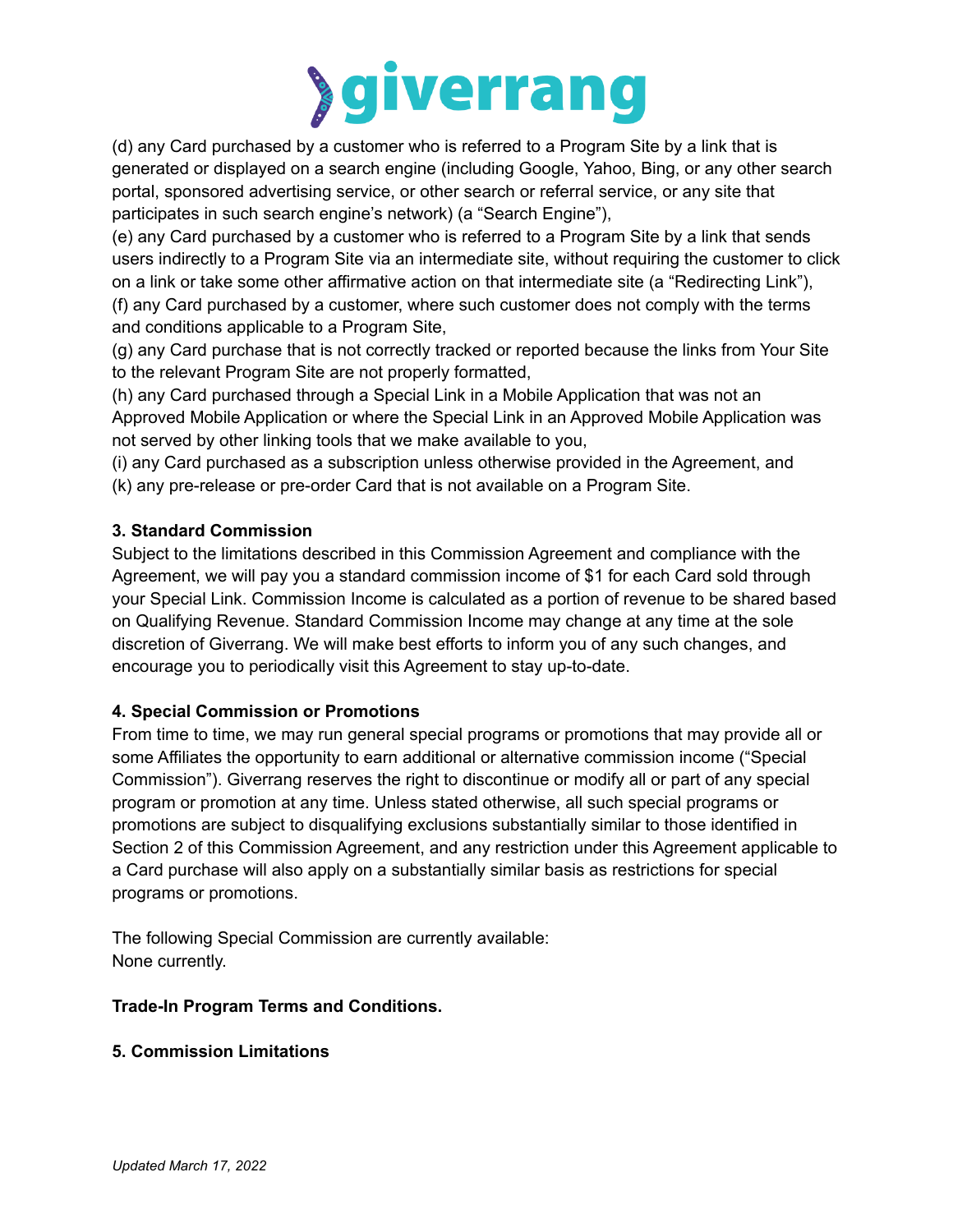(d) any Card purchased by a customer who is referred to a Program Site by a link that is generated or displayed on a search engine (including Google, Yahoo, Bing, or any other search portal, sponsored advertising service, or other search or referral service, or any site that participates in such search engine's network) (a "Search Engine"),
(e) any Card purchased by a customer who is referred to a Program Site by a link that sends users indirectly to a Program Site via an intermediate site, without requiring the customer to click on a link or take some other affirmative action on that intermediate site (a "Redirecting Link"),
(f) any Card purchased by a customer, where such customer does not comply with the terms and conditions applicable to a Program Site,
(g) any Card purchase that is not correctly tracked or reported because the links from Your Site to the relevant Program Site are not properly formatted,
(h) any Card purchased through a Special Link in a Mobile Application that was not an Approved Mobile Application or where the Special Link in an Approved Mobile Application was not served by other linking tools that we make available to you,
(i) any Card purchased as a subscription unless otherwise provided in the Agreement, and
(k) any pre-release or pre-order Card that is not available on a Program Site.

**3. Standard Commission**

Subject to the limitations described in this Commission Agreement and compliance with the Agreement, we will pay you a standard commission income of $1 for each Card sold through your Special Link. Commission Income is calculated as a portion of revenue to be shared based on Qualifying Revenue. Standard Commission Income may change at any time at the sole discretion of Giverrang. We will make best efforts to inform you of any such changes, and encourage you to periodically visit this Agreement to stay up-to-date.

**4. Special Commission or Promotions**

From time to time, we may run general special programs or promotions that may provide all or some Affiliates the opportunity to earn additional or alternative commission income ("Special Commission"). Giverrang reserves the right to discontinue or modify all or part of any special program or promotion at any time. Unless stated otherwise, all such special programs or promotions are subject to disqualifying exclusions substantially similar to those identified in Section 2 of this Commission Agreement, and any restriction under this Agreement applicable to a Card purchase will also apply on a substantially similar basis as restrictions for special programs or promotions.

The following Special Commission are currently available:
None currently.

**Trade-In Program Terms and Conditions.**

**5. Commission Limitations**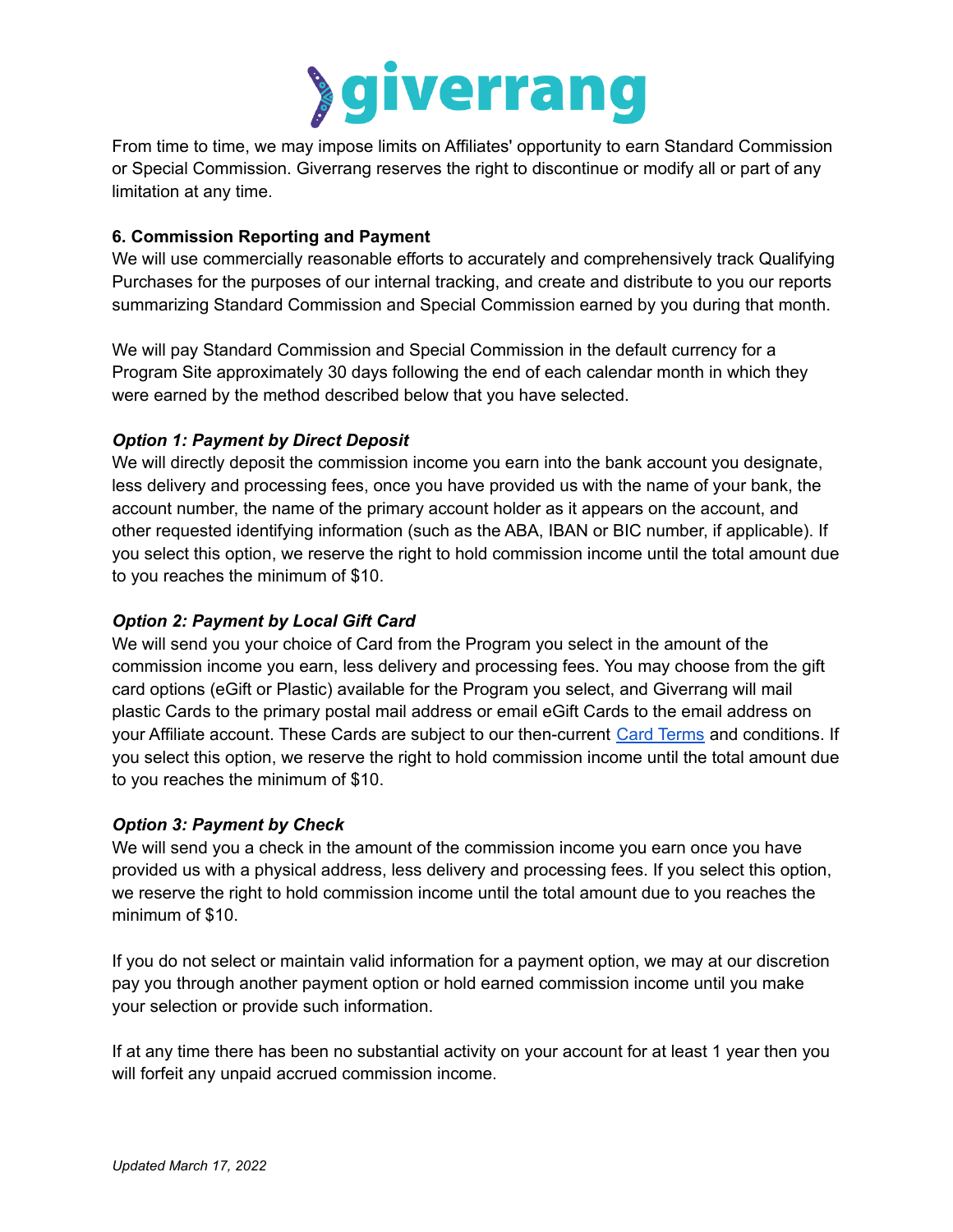From time to time, we may impose limits on Affiliates' opportunity to earn Standard Commission or Special Commission. Giverrang reserves the right to discontinue or modify all or part of any limitation at any time.

**6. Commission Reporting and Payment**

We will use commercially reasonable efforts to accurately and comprehensively track Qualifying Purchases for the purposes of our internal tracking, and create and distribute to you our reports summarizing Standard Commission and Special Commission earned by you during that month.

We will pay Standard Commission and Special Commission in the default currency for a Program Site approximately 30 days following the end of each calendar month in which they were earned by the method described below that you have selected.

***Option 1: Payment by Direct Deposit***

We will directly deposit the commission income you earn into the bank account you designate, less delivery and processing fees, once you have provided us with the name of your bank, the account number, the name of the primary account holder as it appears on the account, and other requested identifying information (such as the ABA, IBAN or BIC number, if applicable). If you select this option, we reserve the right to hold commission income until the total amount due to you reaches the minimum of $10.

***Option 2: Payment by Local Gift Card***

We will send you your choice of Card from the Program you select in the amount of the commission income you earn, less delivery and processing fees. You may choose from the gift card options (eGift or Plastic) available for the Program you select, and Giverrang will mail plastic Cards to the primary postal mail address or email eGift Cards to the email address on your Affiliate account. These Cards are subject to our then-current Card Terms and conditions. If you select this option, we reserve the right to hold commission income until the total amount due to you reaches the minimum of $10.

***Option 3: Payment by Check***

We will send you a check in the amount of the commission income you earn once you have provided us with a physical address, less delivery and processing fees. If you select this option, we reserve the right to hold commission income until the total amount due to you reaches the minimum of $10.

If you do not select or maintain valid information for a payment option, we may at our discretion pay you through another payment option or hold earned commission income until you make your selection or provide such information.

If at any time there has been no substantial activity on your account for at least 1 year then you will forfeit any unpaid accrued commission income.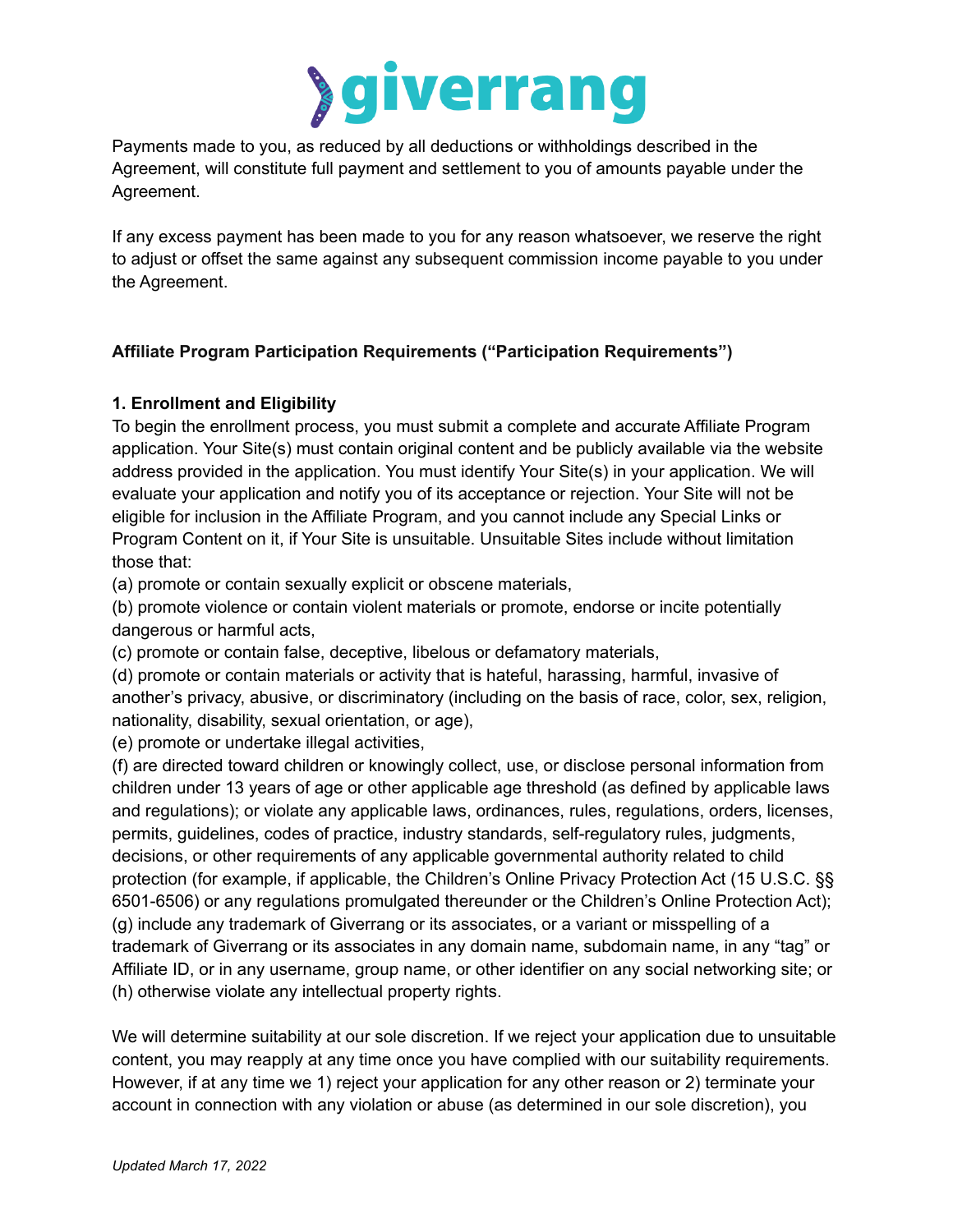Payments made to you, as reduced by all deductions or withholdings described in the Agreement, will constitute full payment and settlement to you of amounts payable under the Agreement.

If any excess payment has been made to you for any reason whatsoever, we reserve the right to adjust or offset the same against any subsequent commission income payable to you under the Agreement.

**Affiliate Program Participation Requirements ("Participation Requirements")**

**1. Enrollment and Eligibility**

To begin the enrollment process, you must submit a complete and accurate Affiliate Program application. Your Site(s) must contain original content and be publicly available via the website address provided in the application. You must identify Your Site(s) in your application. We will evaluate your application and notify you of its acceptance or rejection. Your Site will not be eligible for inclusion in the Affiliate Program, and you cannot include any Special Links or Program Content on it, if Your Site is unsuitable. Unsuitable Sites include without limitation those that:

(a) promote or contain sexually explicit or obscene materials,

(b) promote violence or contain violent materials or promote, endorse or incite potentially dangerous or harmful acts,

(c) promote or contain false, deceptive, libelous or defamatory materials,

(d) promote or contain materials or activity that is hateful, harassing, harmful, invasive of another's privacy, abusive, or discriminatory (including on the basis of race, color, sex, religion, nationality, disability, sexual orientation, or age),

(e) promote or undertake illegal activities,

(f) are directed toward children or knowingly collect, use, or disclose personal information from children under 13 years of age or other applicable age threshold (as defined by applicable laws and regulations); or violate any applicable laws, ordinances, rules, regulations, orders, licenses, permits, guidelines, codes of practice, industry standards, self-regulatory rules, judgments, decisions, or other requirements of any applicable governmental authority related to child protection (for example, if applicable, the Children's Online Privacy Protection Act (15 U.S.C. §§ 6501-6506) or any regulations promulgated thereunder or the Children's Online Protection Act);

(g) include any trademark of Giverrang or its associates, or a variant or misspelling of a trademark of Giverrang or its associates in any domain name, subdomain name, in any "tag" or Affiliate ID, or in any username, group name, or other identifier on any social networking site; or

(h) otherwise violate any intellectual property rights.

We will determine suitability at our sole discretion. If we reject your application due to unsuitable content, you may reapply at any time once you have complied with our suitability requirements. However, if at any time we 1) reject your application for any other reason or 2) terminate your account in connection with any violation or abuse (as determined in our sole discretion), you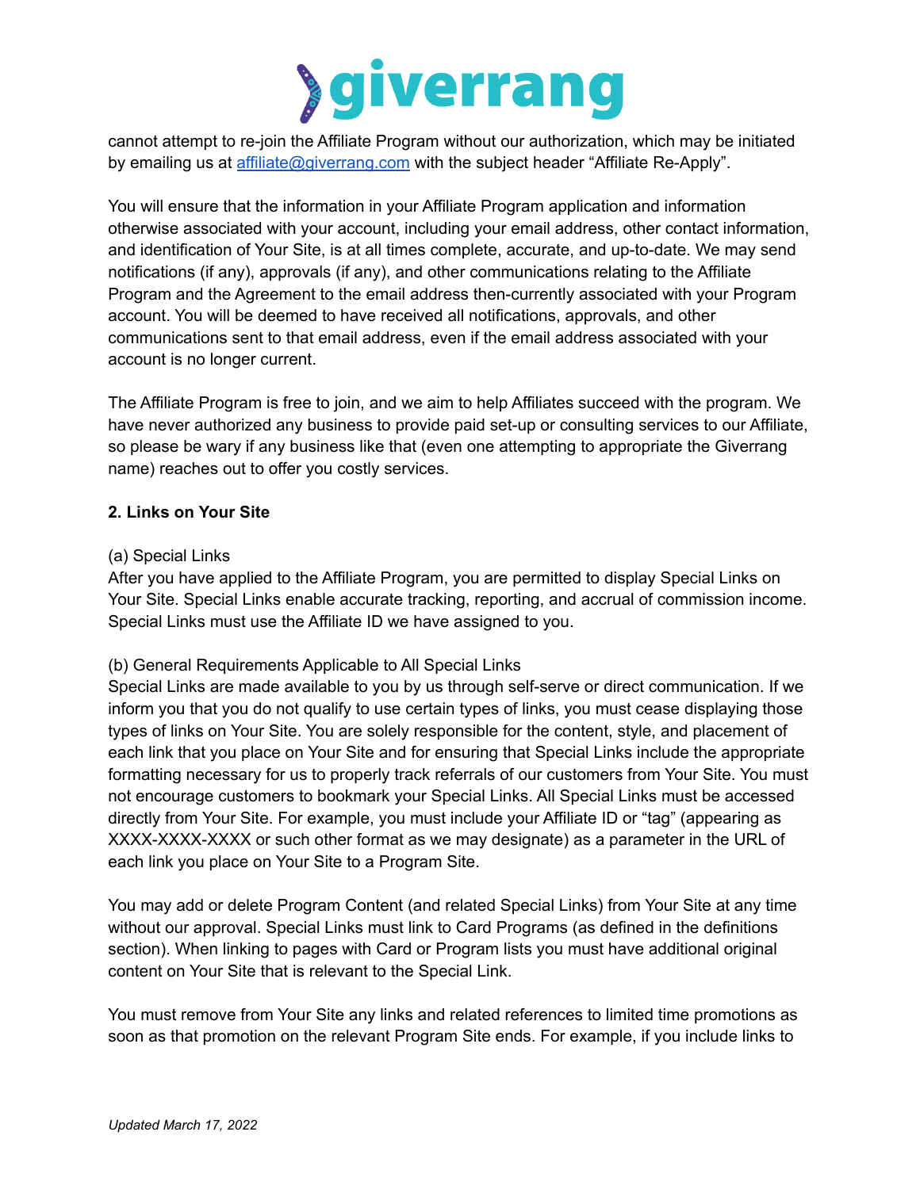cannot attempt to re-join the Affiliate Program without our authorization, which may be initiated by emailing us at [affiliate@giverrang.com](mailto:affiliate@giverrang.com) with the subject header "Affiliate Re-Apply".

You will ensure that the information in your Affiliate Program application and information otherwise associated with your account, including your email address, other contact information, and identification of Your Site, is at all times complete, accurate, and up-to-date. We may send notifications (if any), approvals (if any), and other communications relating to the Affiliate Program and the Agreement to the email address then-currently associated with your Program account. You will be deemed to have received all notifications, approvals, and other communications sent to that email address, even if the email address associated with your account is no longer current.

The Affiliate Program is free to join, and we aim to help Affiliates succeed with the program. We have never authorized any business to provide paid set-up or consulting services to our Affiliate, so please be wary if any business like that (even one attempting to appropriate the Giverrang name) reaches out to offer you costly services.

**2. Links on Your Site**

(a) Special Links
After you have applied to the Affiliate Program, you are permitted to display Special Links on Your Site. Special Links enable accurate tracking, reporting, and accrual of commission income. Special Links must use the Affiliate ID we have assigned to you.

(b) General Requirements Applicable to All Special Links
Special Links are made available to you by us through self-serve or direct communication. If we inform you that you do not qualify to use certain types of links, you must cease displaying those types of links on Your Site. You are solely responsible for the content, style, and placement of each link that you place on Your Site and for ensuring that Special Links include the appropriate formatting necessary for us to properly track referrals of our customers from Your Site. You must not encourage customers to bookmark your Special Links. All Special Links must be accessed directly from Your Site. For example, you must include your Affiliate ID or "tag" (appearing as XXXX-XXXX-XXXX or such other format as we may designate) as a parameter in the URL of each link you place on Your Site to a Program Site.

You may add or delete Program Content (and related Special Links) from Your Site at any time without our approval. Special Links must link to Card Programs (as defined in the definitions section). When linking to pages with Card or Program lists you must have additional original content on Your Site that is relevant to the Special Link.

You must remove from Your Site any links and related references to limited time promotions as soon as that promotion on the relevant Program Site ends. For example, if you include links to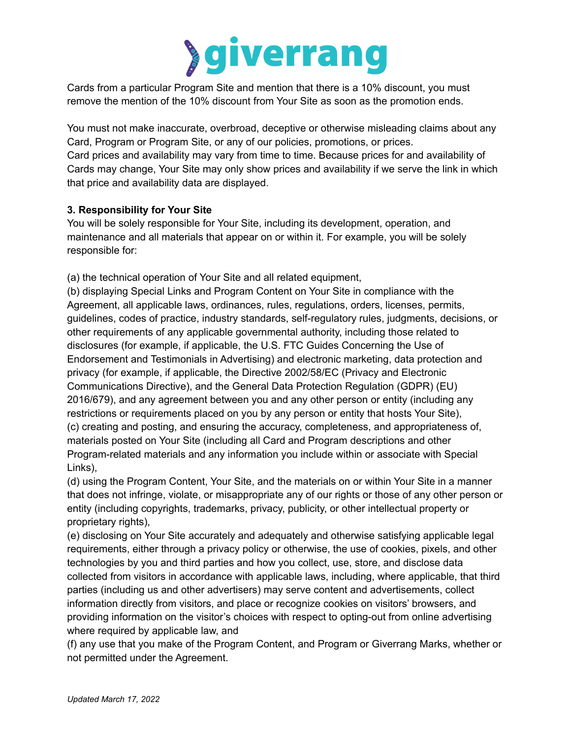Cards from a particular Program Site and mention that there is a 10% discount, you must remove the mention of the 10% discount from Your Site as soon as the promotion ends.

You must not make inaccurate, overbroad, deceptive or otherwise misleading claims about any Card, Program or Program Site, or any of our policies, promotions, or prices.
Card prices and availability may vary from time to time. Because prices for and availability of Cards may change, Your Site may only show prices and availability if we serve the link in which that price and availability data are displayed.

**3. Responsibility for Your Site**
You will be solely responsible for Your Site, including its development, operation, and maintenance and all materials that appear on or within it. For example, you will be solely responsible for:

(a) the technical operation of Your Site and all related equipment,
(b) displaying Special Links and Program Content on Your Site in compliance with the Agreement, all applicable laws, ordinances, rules, regulations, orders, licenses, permits, guidelines, codes of practice, industry standards, self-regulatory rules, judgments, decisions, or other requirements of any applicable governmental authority, including those related to disclosures (for example, if applicable, the U.S. FTC Guides Concerning the Use of Endorsement and Testimonials in Advertising) and electronic marketing, data protection and privacy (for example, if applicable, the Directive 2002/58/EC (Privacy and Electronic Communications Directive), and the General Data Protection Regulation (GDPR) (EU) 2016/679), and any agreement between you and any other person or entity (including any restrictions or requirements placed on you by any person or entity that hosts Your Site),
(c) creating and posting, and ensuring the accuracy, completeness, and appropriateness of, materials posted on Your Site (including all Card and Program descriptions and other Program-related materials and any information you include within or associate with Special Links),
(d) using the Program Content, Your Site, and the materials on or within Your Site in a manner that does not infringe, violate, or misappropriate any of our rights or those of any other person or entity (including copyrights, trademarks, privacy, publicity, or other intellectual property or proprietary rights),
(e) disclosing on Your Site accurately and adequately and otherwise satisfying applicable legal requirements, either through a privacy policy or otherwise, the use of cookies, pixels, and other technologies by you and third parties and how you collect, use, store, and disclose data collected from visitors in accordance with applicable laws, including, where applicable, that third parties (including us and other advertisers) may serve content and advertisements, collect information directly from visitors, and place or recognize cookies on visitors' browsers, and providing information on the visitor's choices with respect to opting-out from online advertising where required by applicable law, and
(f) any use that you make of the Program Content, and Program or Giverrang Marks, whether or not permitted under the Agreement.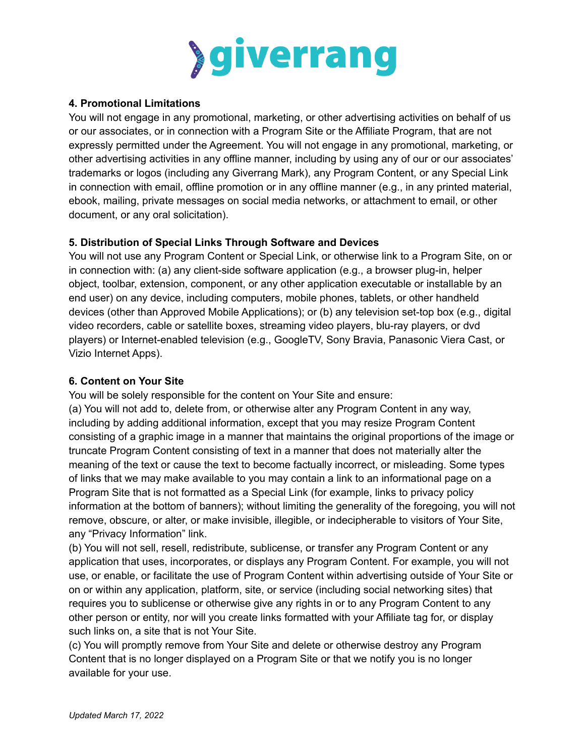**4. Promotional Limitations**

You will not engage in any promotional, marketing, or other advertising activities on behalf of us or our associates, or in connection with a Program Site or the Affiliate Program, that are not expressly permitted under the Agreement. You will not engage in any promotional, marketing, or other advertising activities in any offline manner, including by using any of our or our associates' trademarks or logos (including any Giverrang Mark), any Program Content, or any Special Link in connection with email, offline promotion or in any offline manner (e.g., in any printed material, ebook, mailing, private messages on social media networks, or attachment to email, or other document, or any oral solicitation).

**5. Distribution of Special Links Through Software and Devices**

You will not use any Program Content or Special Link, or otherwise link to a Program Site, on or in connection with: (a) any client-side software application (e.g., a browser plug-in, helper object, toolbar, extension, component, or any other application executable or installable by an end user) on any device, including computers, mobile phones, tablets, or other handheld devices (other than Approved Mobile Applications); or (b) any television set-top box (e.g., digital video recorders, cable or satellite boxes, streaming video players, blu-ray players, or dvd players) or Internet-enabled television (e.g., GoogleTV, Sony Bravia, Panasonic Viera Cast, or Vizio Internet Apps).

**6. Content on Your Site**

You will be solely responsible for the content on Your Site and ensure:

(a) You will not add to, delete from, or otherwise alter any Program Content in any way, including by adding additional information, except that you may resize Program Content consisting of a graphic image in a manner that maintains the original proportions of the image or truncate Program Content consisting of text in a manner that does not materially alter the meaning of the text or cause the text to become factually incorrect, or misleading. Some types of links that we may make available to you may contain a link to an informational page on a Program Site that is not formatted as a Special Link (for example, links to privacy policy information at the bottom of banners); without limiting the generality of the foregoing, you will not remove, obscure, or alter, or make invisible, illegible, or indecipherable to visitors of Your Site, any "Privacy Information" link.

(b) You will not sell, resell, redistribute, sublicense, or transfer any Program Content or any application that uses, incorporates, or displays any Program Content. For example, you will not use, or enable, or facilitate the use of Program Content within advertising outside of Your Site or on or within any application, platform, site, or service (including social networking sites) that requires you to sublicense or otherwise give any rights in or to any Program Content to any other person or entity, nor will you create links formatted with your Affiliate tag for, or display such links on, a site that is not Your Site.

(c) You will promptly remove from Your Site and delete or otherwise destroy any Program Content that is no longer displayed on a Program Site or that we notify you is no longer available for your use.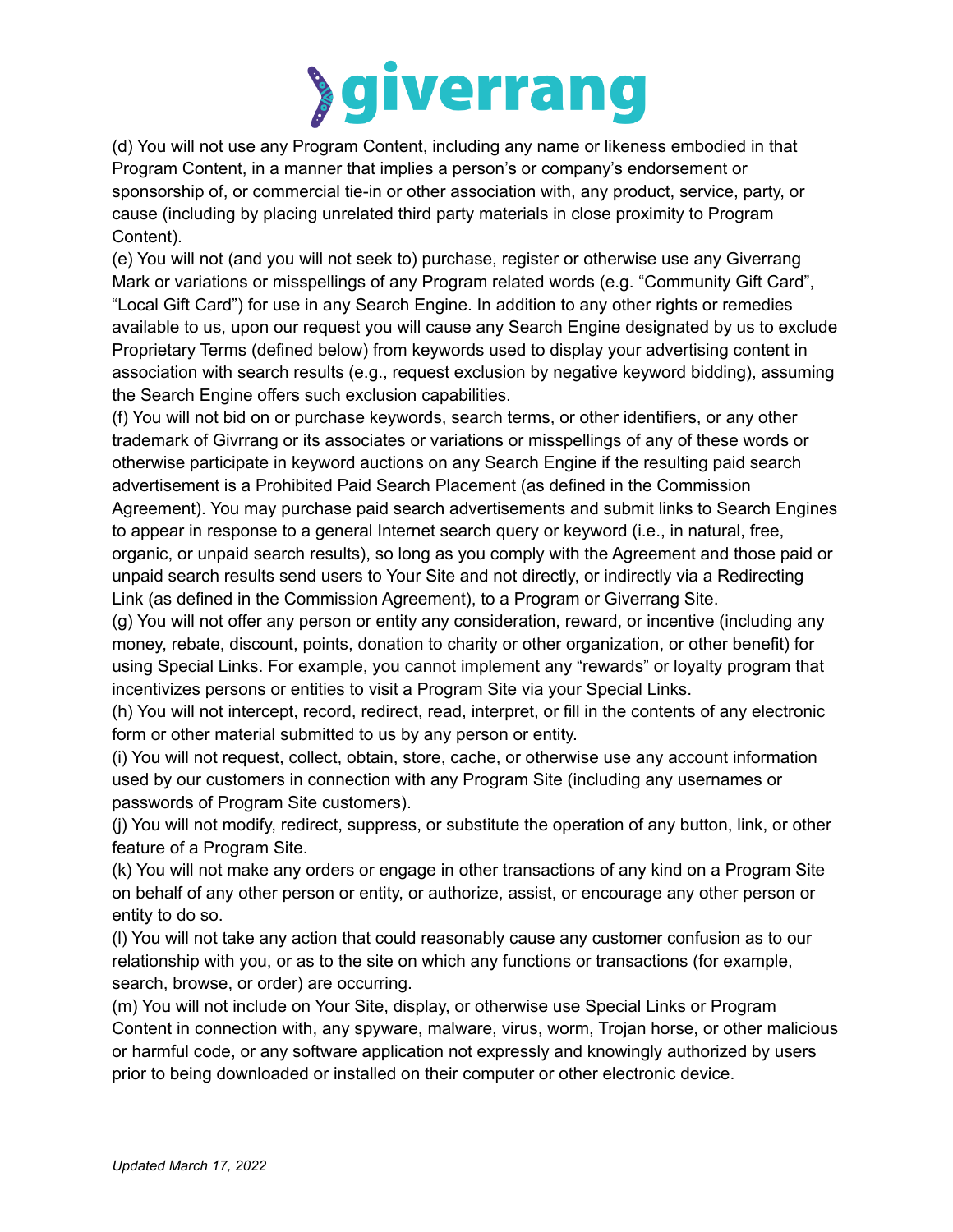(d) You will not use any Program Content, including any name or likeness embodied in that Program Content, in a manner that implies a person's or company's endorsement or sponsorship of, or commercial tie-in or other association with, any product, service, party, or cause (including by placing unrelated third party materials in close proximity to Program Content).

(e) You will not (and you will not seek to) purchase, register or otherwise use any Giverrang Mark or variations or misspellings of any Program related words (e.g. "Community Gift Card", "Local Gift Card") for use in any Search Engine. In addition to any other rights or remedies available to us, upon our request you will cause any Search Engine designated by us to exclude Proprietary Terms (defined below) from keywords used to display your advertising content in association with search results (e.g., request exclusion by negative keyword bidding), assuming the Search Engine offers such exclusion capabilities.

(f) You will not bid on or purchase keywords, search terms, or other identifiers, or any other trademark of Givrrang or its associates or variations or misspellings of any of these words or otherwise participate in keyword auctions on any Search Engine if the resulting paid search advertisement is a Prohibited Paid Search Placement (as defined in the Commission Agreement). You may purchase paid search advertisements and submit links to Search Engines to appear in response to a general Internet search query or keyword (i.e., in natural, free, organic, or unpaid search results), so long as you comply with the Agreement and those paid or unpaid search results send users to Your Site and not directly, or indirectly via a Redirecting Link (as defined in the Commission Agreement), to a Program or Giverrang Site.

(g) You will not offer any person or entity any consideration, reward, or incentive (including any money, rebate, discount, points, donation to charity or other organization, or other benefit) for using Special Links. For example, you cannot implement any "rewards" or loyalty program that incentivizes persons or entities to visit a Program Site via your Special Links.

(h) You will not intercept, record, redirect, read, interpret, or fill in the contents of any electronic form or other material submitted to us by any person or entity.

(i) You will not request, collect, obtain, store, cache, or otherwise use any account information used by our customers in connection with any Program Site (including any usernames or passwords of Program Site customers).

(j) You will not modify, redirect, suppress, or substitute the operation of any button, link, or other feature of a Program Site.

(k) You will not make any orders or engage in other transactions of any kind on a Program Site on behalf of any other person or entity, or authorize, assist, or encourage any other person or entity to do so.

(l) You will not take any action that could reasonably cause any customer confusion as to our relationship with you, or as to the site on which any functions or transactions (for example, search, browse, or order) are occurring.

(m) You will not include on Your Site, display, or otherwise use Special Links or Program Content in connection with, any spyware, malware, virus, worm, Trojan horse, or other malicious or harmful code, or any software application not expressly and knowingly authorized by users prior to being downloaded or installed on their computer or other electronic device.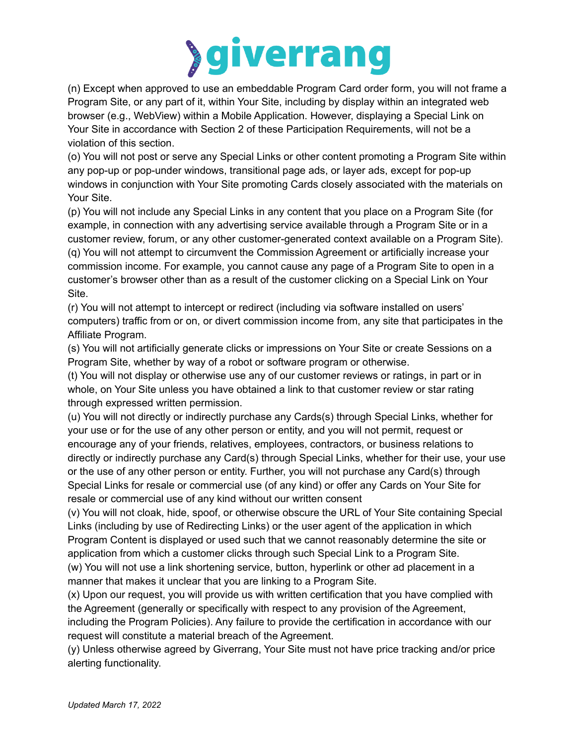(n) Except when approved to use an embeddable Program Card order form, you will not frame a Program Site, or any part of it, within Your Site, including by display within an integrated web browser (e.g., WebView) within a Mobile Application. However, displaying a Special Link on Your Site in accordance with Section 2 of these Participation Requirements, will not be a violation of this section.

(o) You will not post or serve any Special Links or other content promoting a Program Site within any pop-up or pop-under windows, transitional page ads, or layer ads, except for pop-up windows in conjunction with Your Site promoting Cards closely associated with the materials on Your Site.

(p) You will not include any Special Links in any content that you place on a Program Site (for example, in connection with any advertising service available through a Program Site or in a customer review, forum, or any other customer-generated context available on a Program Site).

(q) You will not attempt to circumvent the Commission Agreement or artificially increase your commission income. For example, you cannot cause any page of a Program Site to open in a customer's browser other than as a result of the customer clicking on a Special Link on Your Site.

(r) You will not attempt to intercept or redirect (including via software installed on users' computers) traffic from or on, or divert commission income from, any site that participates in the Affiliate Program.

(s) You will not artificially generate clicks or impressions on Your Site or create Sessions on a Program Site, whether by way of a robot or software program or otherwise.

(t) You will not display or otherwise use any of our customer reviews or ratings, in part or in whole, on Your Site unless you have obtained a link to that customer review or star rating through expressed written permission.

(u) You will not directly or indirectly purchase any Cards(s) through Special Links, whether for your use or for the use of any other person or entity, and you will not permit, request or encourage any of your friends, relatives, employees, contractors, or business relations to directly or indirectly purchase any Card(s) through Special Links, whether for their use, your use or the use of any other person or entity. Further, you will not purchase any Card(s) through Special Links for resale or commercial use (of any kind) or offer any Cards on Your Site for resale or commercial use of any kind without our written consent

(v) You will not cloak, hide, spoof, or otherwise obscure the URL of Your Site containing Special Links (including by use of Redirecting Links) or the user agent of the application in which Program Content is displayed or used such that we cannot reasonably determine the site or application from which a customer clicks through such Special Link to a Program Site.

(w) You will not use a link shortening service, button, hyperlink or other ad placement in a manner that makes it unclear that you are linking to a Program Site.

(x) Upon our request, you will provide us with written certification that you have complied with the Agreement (generally or specifically with respect to any provision of the Agreement, including the Program Policies). Any failure to provide the certification in accordance with our request will constitute a material breach of the Agreement.

(y) Unless otherwise agreed by Giverrang, Your Site must not have price tracking and/or price alerting functionality.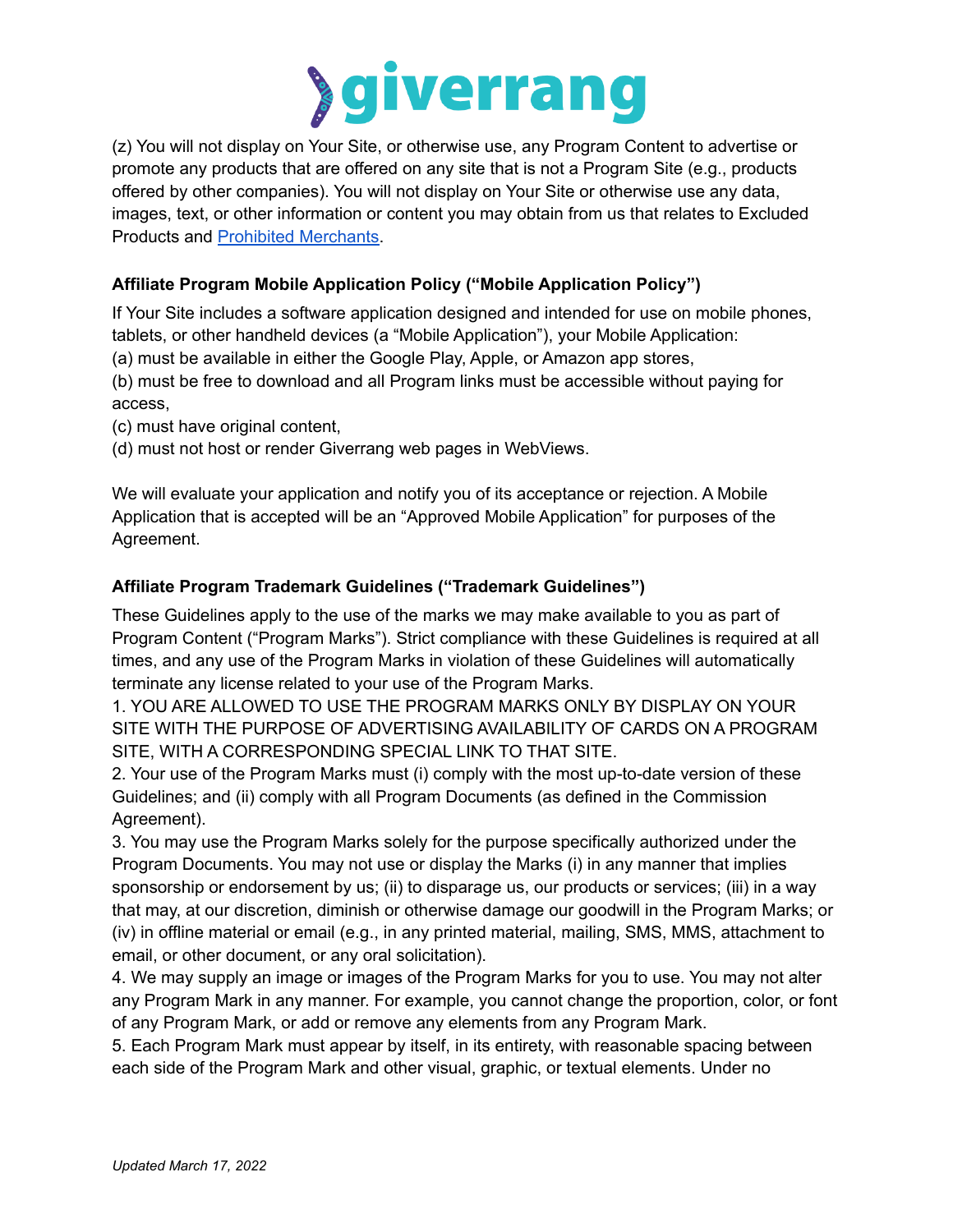(z) You will not display on Your Site, or otherwise use, any Program Content to advertise or promote any products that are offered on any site that is not a Program Site (e.g., products offered by other companies). You will not display on Your Site or otherwise use any data, images, text, or other information or content you may obtain from us that relates to Excluded Products and [Prohibited Merchants](#).

**Affiliate Program Mobile Application Policy ("Mobile Application Policy")**

If Your Site includes a software application designed and intended for use on mobile phones, tablets, or other handheld devices (a "Mobile Application"), your Mobile Application:
(a) must be available in either the Google Play, Apple, or Amazon app stores,
(b) must be free to download and all Program links must be accessible without paying for access,
(c) must have original content,
(d) must not host or render Giverrang web pages in WebViews.

We will evaluate your application and notify you of its acceptance or rejection. A Mobile Application that is accepted will be an "Approved Mobile Application" for purposes of the Agreement.

**Affiliate Program Trademark Guidelines ("Trademark Guidelines")**

These Guidelines apply to the use of the marks we may make available to you as part of Program Content ("Program Marks"). Strict compliance with these Guidelines is required at all times, and any use of the Program Marks in violation of these Guidelines will automatically terminate any license related to your use of the Program Marks.

1. YOU ARE ALLOWED TO USE THE PROGRAM MARKS ONLY BY DISPLAY ON YOUR SITE WITH THE PURPOSE OF ADVERTISING AVAILABILITY OF CARDS ON A PROGRAM SITE, WITH A CORRESPONDING SPECIAL LINK TO THAT SITE.
2. Your use of the Program Marks must (i) comply with the most up-to-date version of these Guidelines; and (ii) comply with all Program Documents (as defined in the Commission Agreement).
3. You may use the Program Marks solely for the purpose specifically authorized under the Program Documents. You may not use or display the Marks (i) in any manner that implies sponsorship or endorsement by us; (ii) to disparage us, our products or services; (iii) in a way that may, at our discretion, diminish or otherwise damage our goodwill in the Program Marks; or (iv) in offline material or email (e.g., in any printed material, mailing, SMS, MMS, attachment to email, or other document, or any oral solicitation).
4. We may supply an image or images of the Program Marks for you to use. You may not alter any Program Mark in any manner. For example, you cannot change the proportion, color, or font of any Program Mark, or add or remove any elements from any Program Mark.
5. Each Program Mark must appear by itself, in its entirety, with reasonable spacing between each side of the Program Mark and other visual, graphic, or textual elements. Under no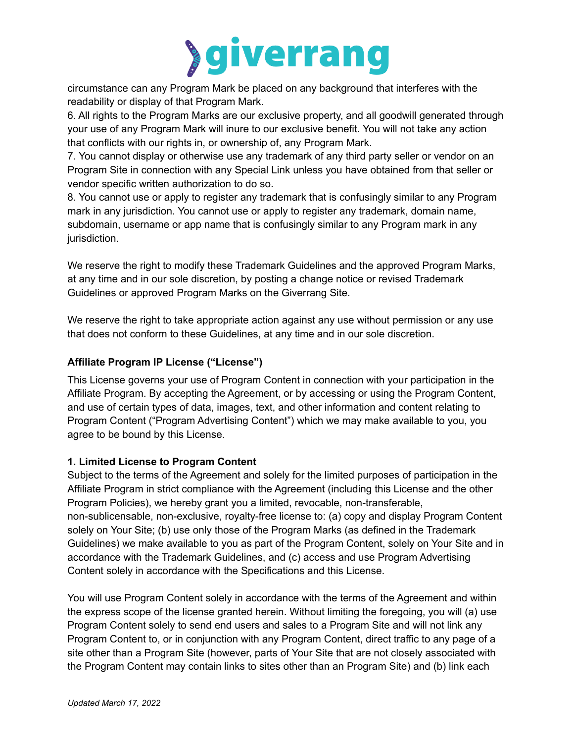circumstance can any Program Mark be placed on any background that interferes with the readability or display of that Program Mark.

6. All rights to the Program Marks are our exclusive property, and all goodwill generated through your use of any Program Mark will inure to our exclusive benefit. You will not take any action that conflicts with our rights in, or ownership of, any Program Mark.

7. You cannot display or otherwise use any trademark of any third party seller or vendor on an Program Site in connection with any Special Link unless you have obtained from that seller or vendor specific written authorization to do so.

8. You cannot use or apply to register any trademark that is confusingly similar to any Program mark in any jurisdiction. You cannot use or apply to register any trademark, domain name, subdomain, username or app name that is confusingly similar to any Program mark in any jurisdiction.

We reserve the right to modify these Trademark Guidelines and the approved Program Marks, at any time and in our sole discretion, by posting a change notice or revised Trademark Guidelines or approved Program Marks on the Giverrang Site.

We reserve the right to take appropriate action against any use without permission or any use that does not conform to these Guidelines, at any time and in our sole discretion.

**Affiliate Program IP License ("License")**

This License governs your use of Program Content in connection with your participation in the Affiliate Program. By accepting the Agreement, or by accessing or using the Program Content, and use of certain types of data, images, text, and other information and content relating to Program Content ("Program Advertising Content") which we may make available to you, you agree to be bound by this License.

**1. Limited License to Program Content**

Subject to the terms of the Agreement and solely for the limited purposes of participation in the Affiliate Program in strict compliance with the Agreement (including this License and the other Program Policies), we hereby grant you a limited, revocable, non-transferable, non-sublicensable, non-exclusive, royalty-free license to: (a) copy and display Program Content solely on Your Site; (b) use only those of the Program Marks (as defined in the Trademark Guidelines) we make available to you as part of the Program Content, solely on Your Site and in accordance with the Trademark Guidelines, and (c) access and use Program Advertising Content solely in accordance with the Specifications and this License.

You will use Program Content solely in accordance with the terms of the Agreement and within the express scope of the license granted herein. Without limiting the foregoing, you will (a) use Program Content solely to send end users and sales to a Program Site and will not link any Program Content to, or in conjunction with any Program Content, direct traffic to any page of a site other than a Program Site (however, parts of Your Site that are not closely associated with the Program Content may contain links to sites other than an Program Site) and (b) link each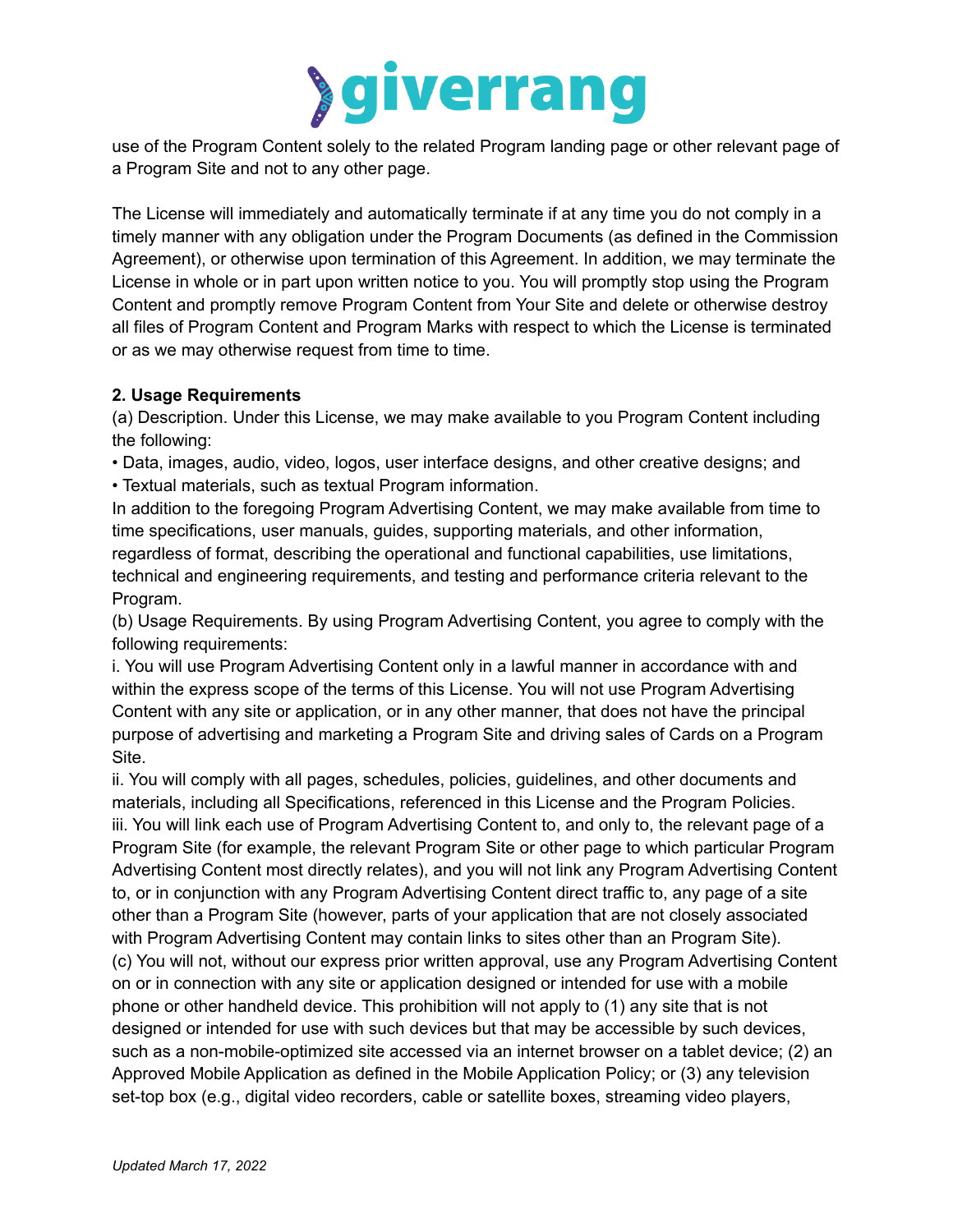use of the Program Content solely to the related Program landing page or other relevant page of a Program Site and not to any other page.

The License will immediately and automatically terminate if at any time you do not comply in a timely manner with any obligation under the Program Documents (as defined in the Commission Agreement), or otherwise upon termination of this Agreement. In addition, we may terminate the License in whole or in part upon written notice to you. You will promptly stop using the Program Content and promptly remove Program Content from Your Site and delete or otherwise destroy all files of Program Content and Program Marks with respect to which the License is terminated or as we may otherwise request from time to time.

**2. Usage Requirements**

(a) Description. Under this License, we may make available to you Program Content including the following:

• Data, images, audio, video, logos, user interface designs, and other creative designs; and

• Textual materials, such as textual Program information.

In addition to the foregoing Program Advertising Content, we may make available from time to time specifications, user manuals, guides, supporting materials, and other information, regardless of format, describing the operational and functional capabilities, use limitations, technical and engineering requirements, and testing and performance criteria relevant to the Program.

(b) Usage Requirements. By using Program Advertising Content, you agree to comply with the following requirements:

i. You will use Program Advertising Content only in a lawful manner in accordance with and within the express scope of the terms of this License. You will not use Program Advertising Content with any site or application, or in any other manner, that does not have the principal purpose of advertising and marketing a Program Site and driving sales of Cards on a Program Site.

ii. You will comply with all pages, schedules, policies, guidelines, and other documents and materials, including all Specifications, referenced in this License and the Program Policies.

iii. You will link each use of Program Advertising Content to, and only to, the relevant page of a Program Site (for example, the relevant Program Site or other page to which particular Program Advertising Content most directly relates), and you will not link any Program Advertising Content to, or in conjunction with any Program Advertising Content direct traffic to, any page of a site other than a Program Site (however, parts of your application that are not closely associated with Program Advertising Content may contain links to sites other than an Program Site).

(c) You will not, without our express prior written approval, use any Program Advertising Content on or in connection with any site or application designed or intended for use with a mobile phone or other handheld device. This prohibition will not apply to (1) any site that is not designed or intended for use with such devices but that may be accessible by such devices, such as a non-mobile-optimized site accessed via an internet browser on a tablet device; (2) an Approved Mobile Application as defined in the Mobile Application Policy; or (3) any television set-top box (e.g., digital video recorders, cable or satellite boxes, streaming video players,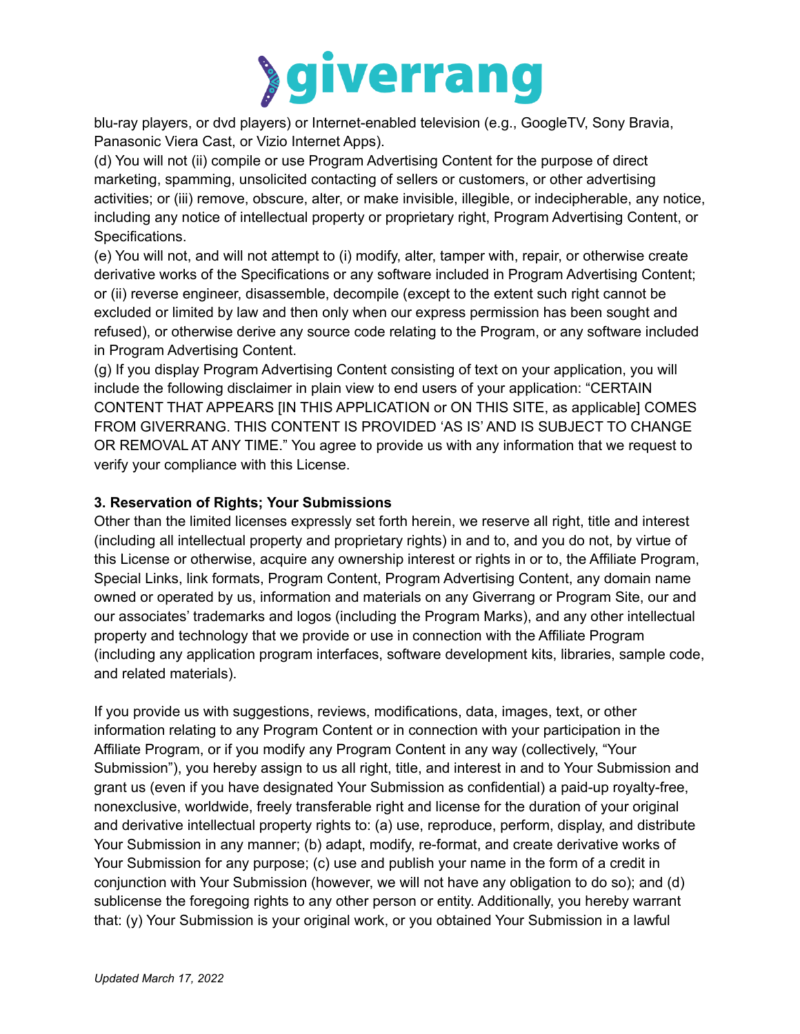blu-ray players, or dvd players) or Internet-enabled television (e.g., GoogleTV, Sony Bravia, Panasonic Viera Cast, or Vizio Internet Apps).

(d) You will not (ii) compile or use Program Advertising Content for the purpose of direct marketing, spamming, unsolicited contacting of sellers or customers, or other advertising activities; or (iii) remove, obscure, alter, or make invisible, illegible, or indecipherable, any notice, including any notice of intellectual property or proprietary right, Program Advertising Content, or Specifications.

(e) You will not, and will not attempt to (i) modify, alter, tamper with, repair, or otherwise create derivative works of the Specifications or any software included in Program Advertising Content; or (ii) reverse engineer, disassemble, decompile (except to the extent such right cannot be excluded or limited by law and then only when our express permission has been sought and refused), or otherwise derive any source code relating to the Program, or any software included in Program Advertising Content.

(g) If you display Program Advertising Content consisting of text on your application, you will include the following disclaimer in plain view to end users of your application: "CERTAIN CONTENT THAT APPEARS [IN THIS APPLICATION or ON THIS SITE, as applicable] COMES FROM GIVERRANG. THIS CONTENT IS PROVIDED 'AS IS' AND IS SUBJECT TO CHANGE OR REMOVAL AT ANY TIME." You agree to provide us with any information that we request to verify your compliance with this License.

**3. Reservation of Rights; Your Submissions**

Other than the limited licenses expressly set forth herein, we reserve all right, title and interest (including all intellectual property and proprietary rights) in and to, and you do not, by virtue of this License or otherwise, acquire any ownership interest or rights in or to, the Affiliate Program, Special Links, link formats, Program Content, Program Advertising Content, any domain name owned or operated by us, information and materials on any Giverrang or Program Site, our and our associates' trademarks and logos (including the Program Marks), and any other intellectual property and technology that we provide or use in connection with the Affiliate Program (including any application program interfaces, software development kits, libraries, sample code, and related materials).

If you provide us with suggestions, reviews, modifications, data, images, text, or other information relating to any Program Content or in connection with your participation in the Affiliate Program, or if you modify any Program Content in any way (collectively, "Your Submission"), you hereby assign to us all right, title, and interest in and to Your Submission and grant us (even if you have designated Your Submission as confidential) a paid-up royalty-free, nonexclusive, worldwide, freely transferable right and license for the duration of your original and derivative intellectual property rights to: (a) use, reproduce, perform, display, and distribute Your Submission in any manner; (b) adapt, modify, re-format, and create derivative works of Your Submission for any purpose; (c) use and publish your name in the form of a credit in conjunction with Your Submission (however, we will not have any obligation to do so); and (d) sublicense the foregoing rights to any other person or entity. Additionally, you hereby warrant that: (y) Your Submission is your original work, or you obtained Your Submission in a lawful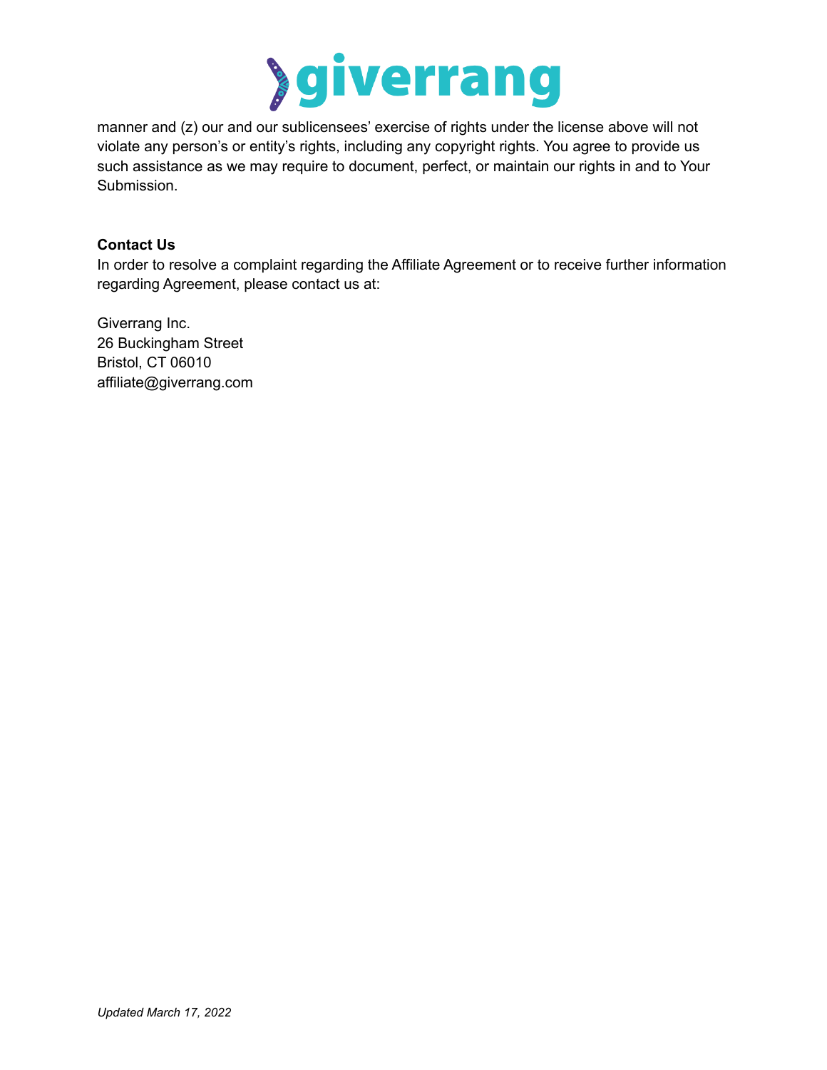manner and (z) our and our sublicensees' exercise of rights under the license above will not violate any person's or entity's rights, including any copyright rights. You agree to provide us such assistance as we may require to document, perfect, or maintain our rights in and to Your Submission.

**Contact Us**

In order to resolve a complaint regarding the Affiliate Agreement or to receive further information regarding Agreement, please contact us at:

Giverrang Inc.
26 Buckingham Street
Bristol, CT 06010
affiliate@giverrang.com

*Updated March 17, 2022*